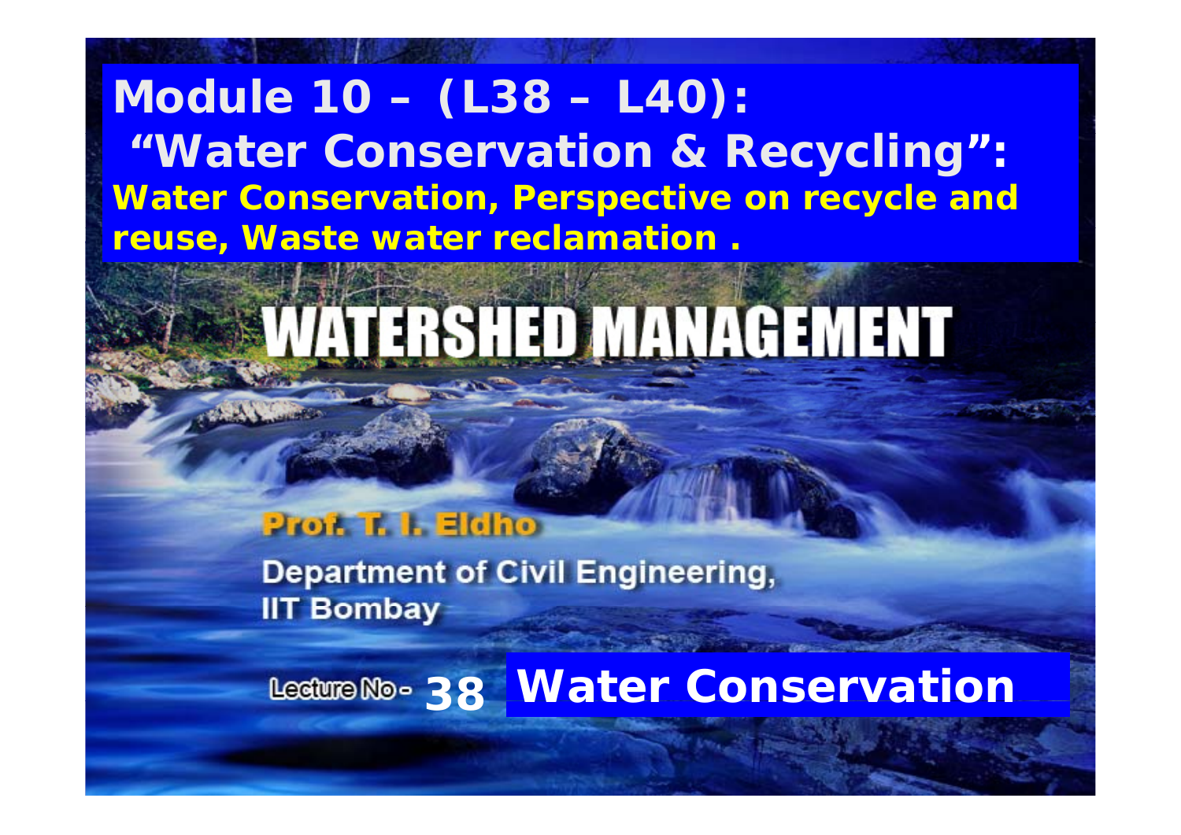# Module 10 – (L38 – L40): "Water Conservation & Recycling":

**Water Conservation, Perspective on recycle and reuse, Waste water reclamation .**

# WATERSHED MANAGEMENT

**Prof. T. I. Eldho**

Department of Civil Engineering,
IIT Bombay

Lecture No- 38 **Water Conservation**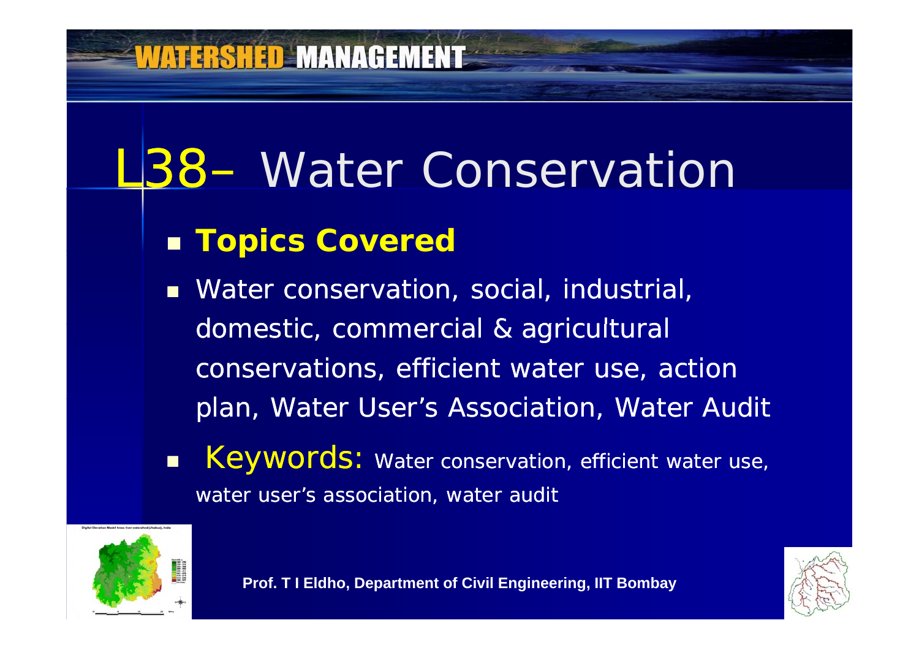# L38– Water Conservation

- **Topics Covered**
- Water conservation, social, industrial, domestic, commercial & agricultural conservations, efficient water use, action plan, Water User's Association, Water Audit
- Keywords: Water conservation, efficient water use, water user's association, water audit

**Prof. T I Eldho, Department of Civil Engineering, IIT Bombay**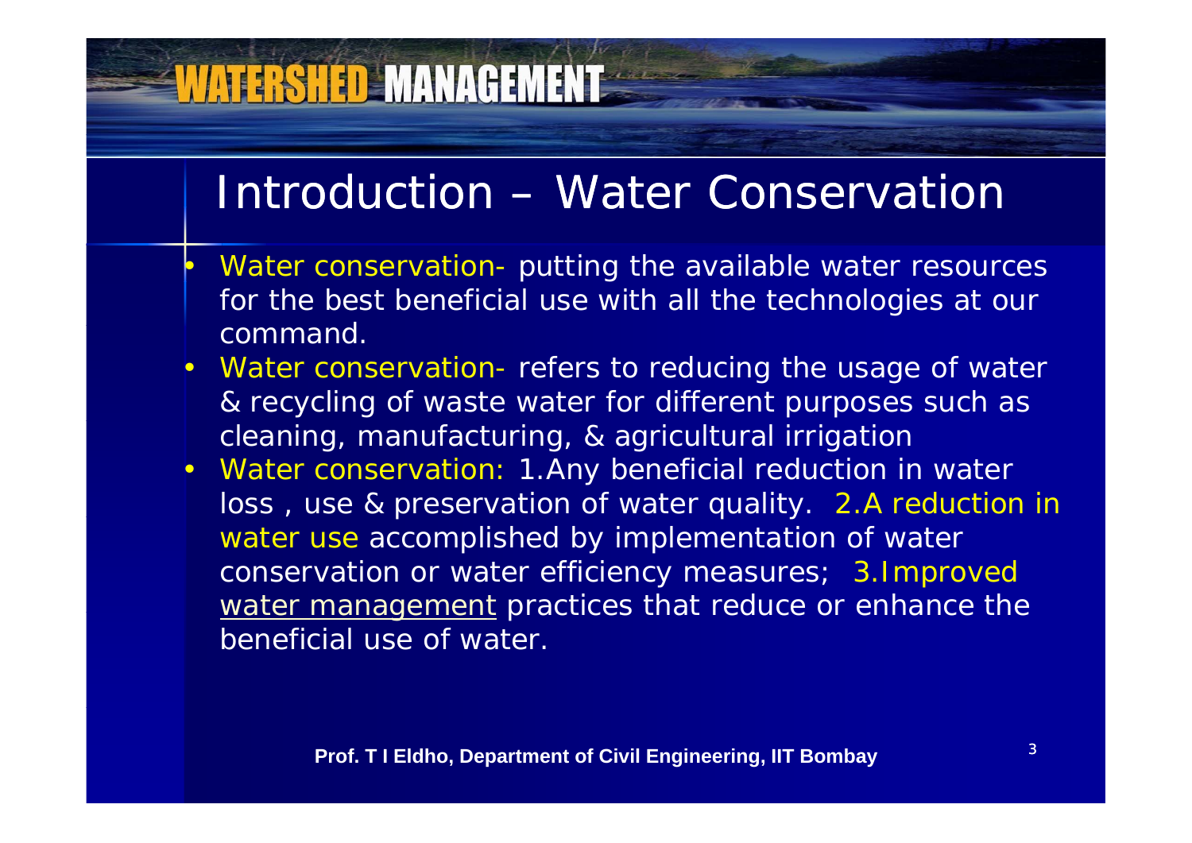## Introduction – Water Conservation

- Water conservation- putting the available water resources for the best beneficial use with all the technologies at our command.
- Water conservation- refers to reducing the usage of water & recycling of waste water for different purposes such as cleaning, manufacturing, & agricultural irrigation
- Water conservation: 1.Any beneficial reduction in water loss , use & preservation of water quality. 2.A reduction in water use accomplished by implementation of water conservation or water efficiency measures; 3.Improved water management practices that reduce or enhance the beneficial use of water.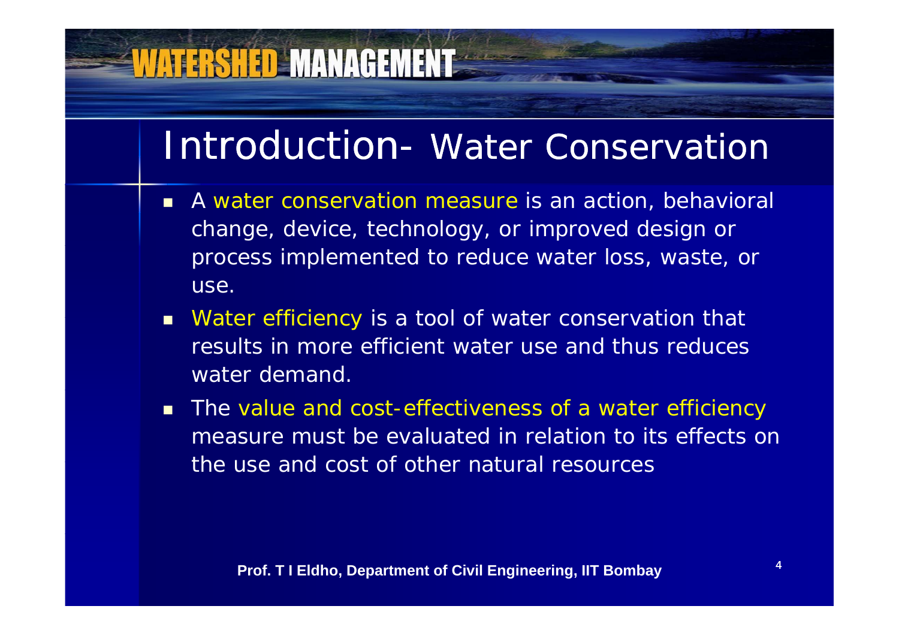# Introduction- Water Conservation

- A water conservation measure is an action, behavioral change, device, technology, or improved design or process implemented to reduce water loss, waste, or use.
- Water efficiency is a tool of water conservation that results in more efficient water use and thus reduces water demand.
- The value and cost-effectiveness of a water efficiency measure must be evaluated in relation to its effects on the use and cost of other natural resources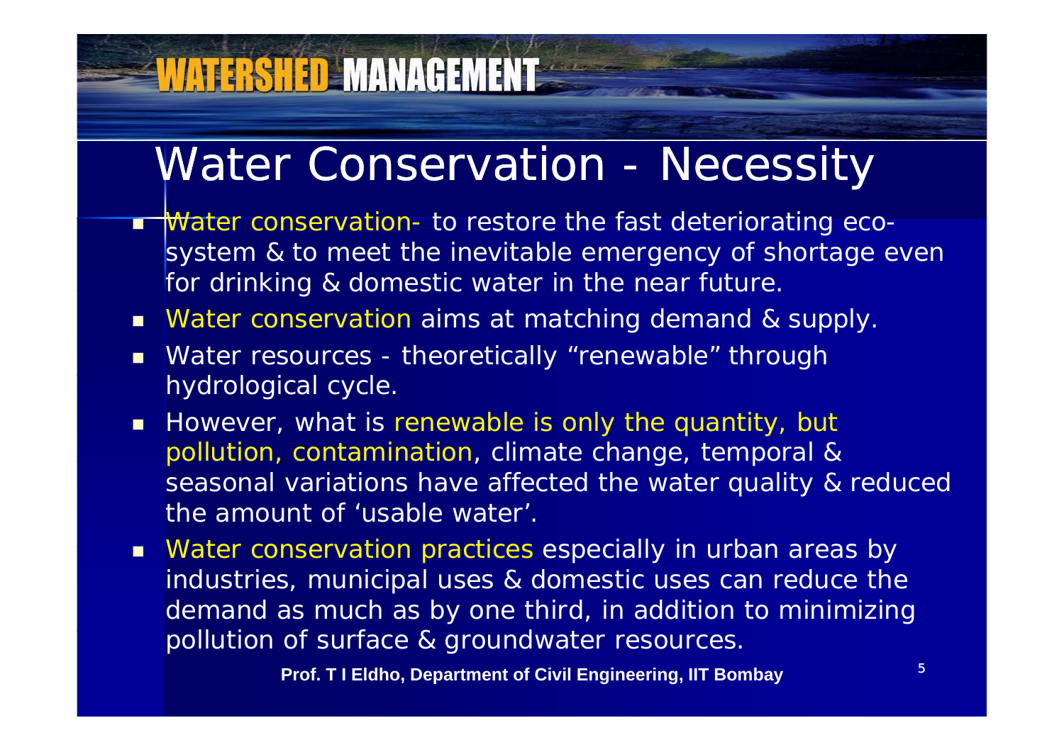# Water Conservation - Necessity

- Water conservation- to restore the fast deteriorating eco-system & to meet the inevitable emergency of shortage even for drinking & domestic water in the near future.
- Water conservation aims at matching demand & supply.
- Water resources - theoretically "renewable" through hydrological cycle.
- However, what is renewable is only the quantity, but pollution, contamination, climate change, temporal & seasonal variations have affected the water quality & reduced the amount of 'usable water'.
- Water conservation practices especially in urban areas by industries, municipal uses & domestic uses can reduce the demand as much as by one third, in addition to minimizing pollution of surface & groundwater resources.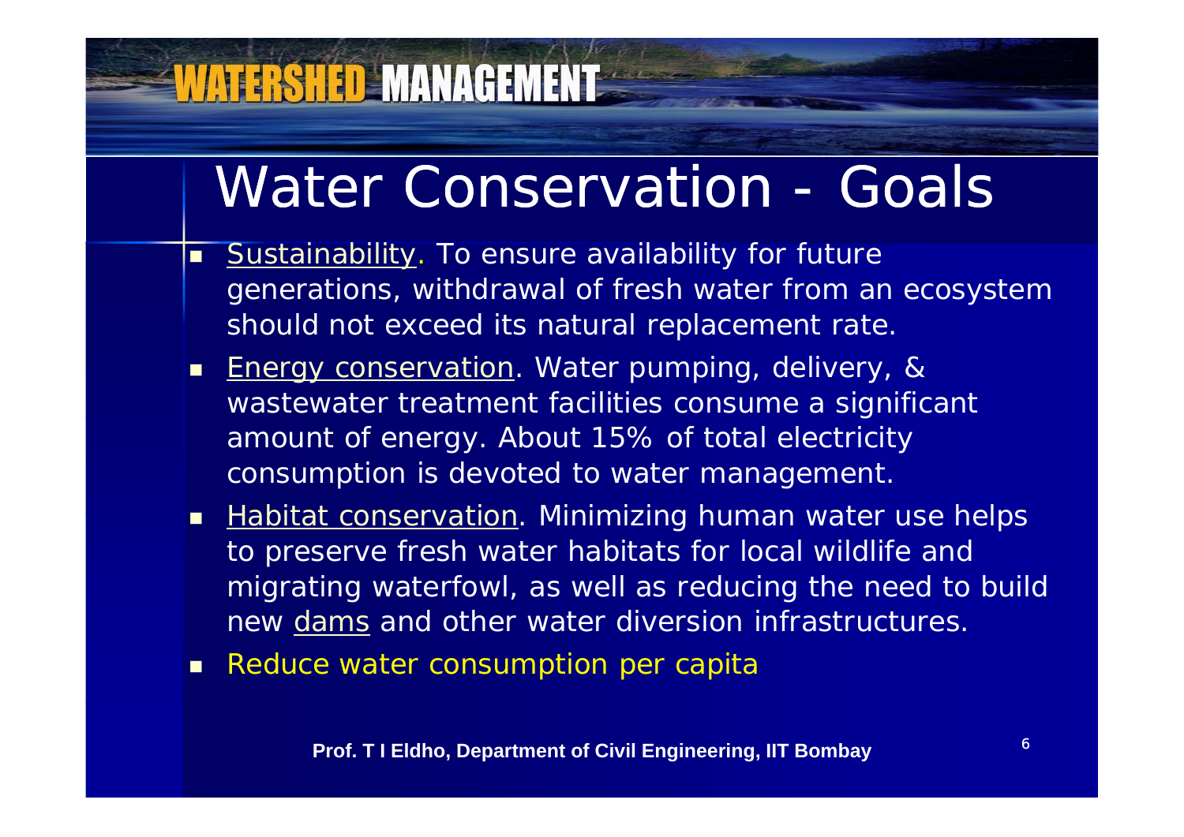# Water Conservation - Goals

- Sustainability. To ensure availability for future generations, withdrawal of fresh water from an ecosystem should not exceed its natural replacement rate.
- Energy conservation. Water pumping, delivery, & wastewater treatment facilities consume a significant amount of energy. About 15% of total electricity consumption is devoted to water management.
- Habitat conservation. Minimizing human water use helps to preserve fresh water habitats for local wildlife and migrating waterfowl, as well as reducing the need to build new dams and other water diversion infrastructures.
- Reduce water consumption per capita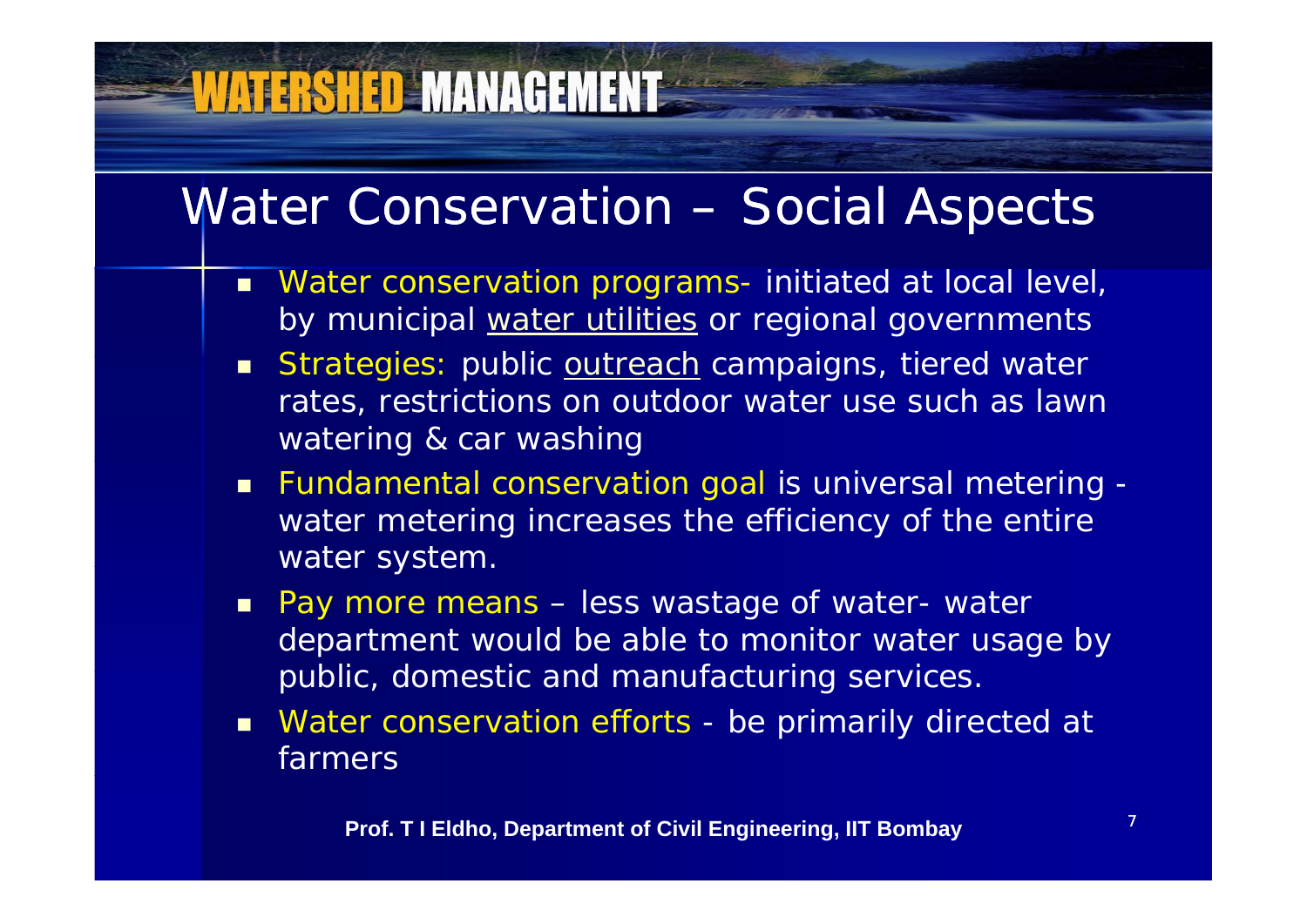# Water Conservation – Social Aspects

- Water conservation programs- initiated at local level, by municipal water utilities or regional governments
- Strategies: public outreach campaigns, tiered water rates, restrictions on outdoor water use such as lawn watering & car washing
- Fundamental conservation goal is universal metering - water metering increases the efficiency of the entire water system.
- Pay more means – less wastage of water- water department would be able to monitor water usage by public, domestic and manufacturing services.
- Water conservation efforts - be primarily directed at farmers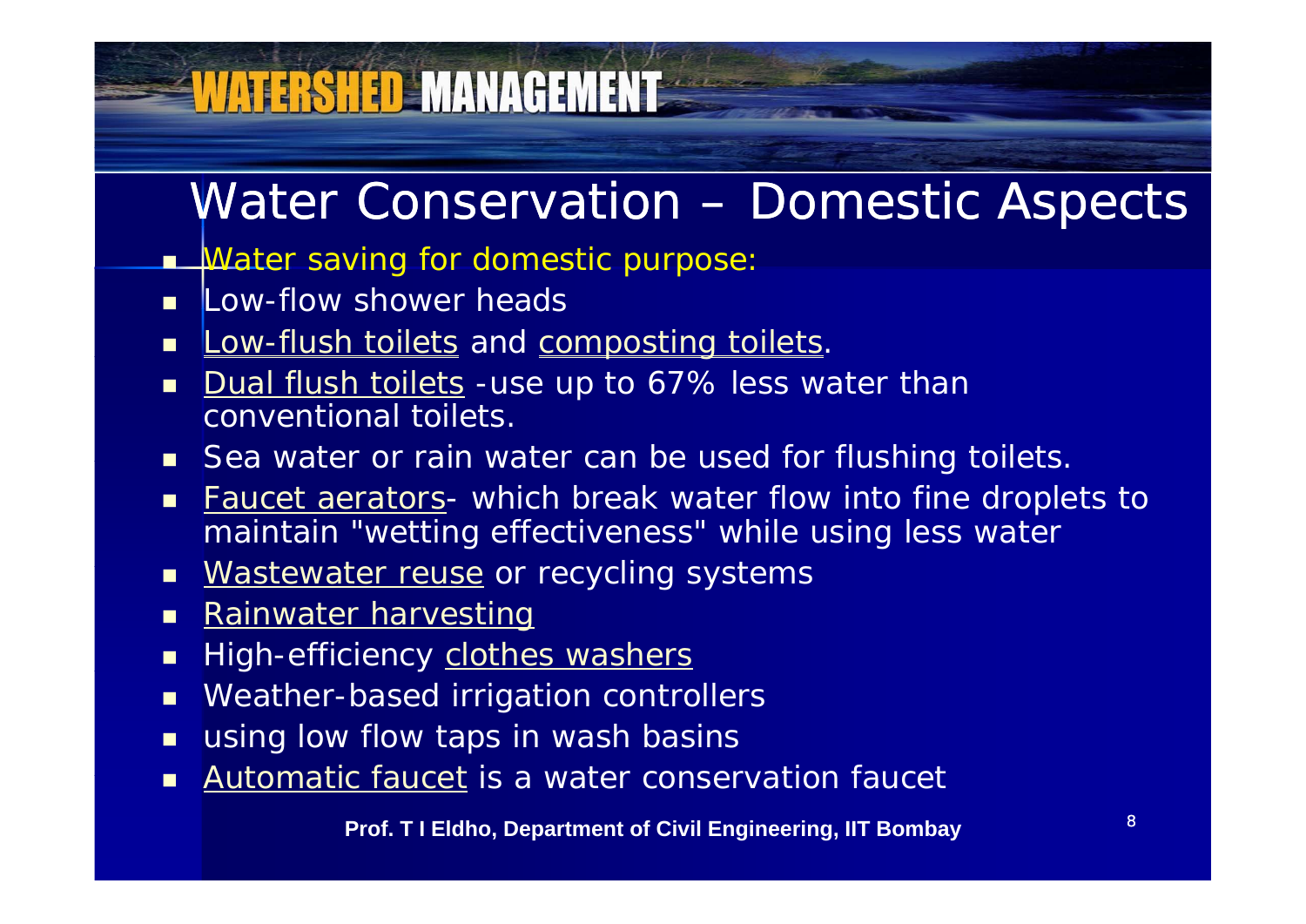## Water Conservation – Domestic Aspects

- Water saving for domestic purpose:
- Low-flow shower heads
- Low-flush toilets and composting toilets.
- Dual flush toilets -use up to 67% less water than conventional toilets.
- Sea water or rain water can be used for flushing toilets.
- Faucet aerators- which break water flow into fine droplets to maintain "wetting effectiveness" while using less water
- Wastewater reuse or recycling systems
- Rainwater harvesting
- High-efficiency clothes washers
- Weather-based irrigation controllers
- using low flow taps in wash basins
- Automatic faucet is a water conservation faucet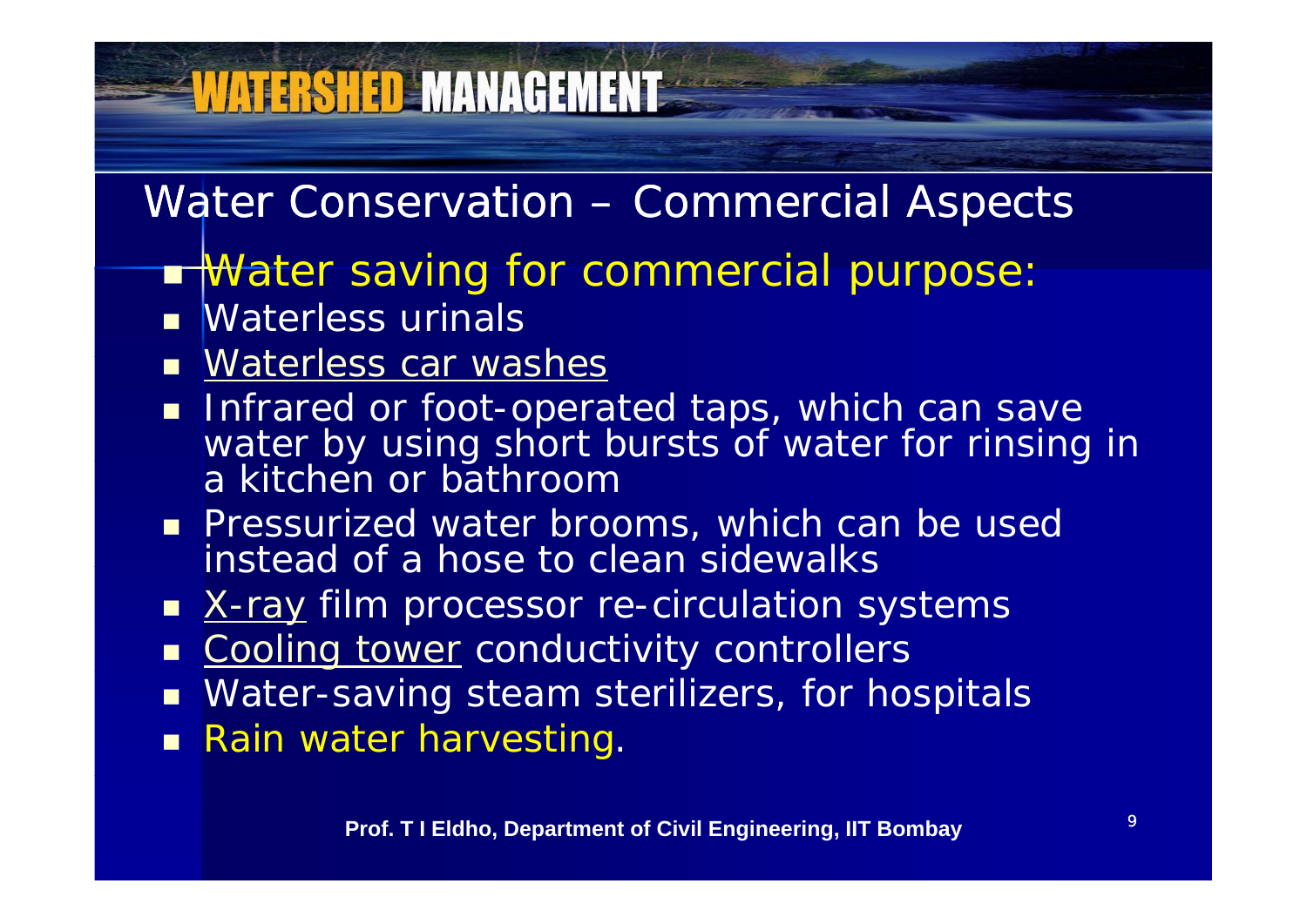## Water Conservation – Commercial Aspects

- Water saving for commercial purpose:
- Waterless urinals
- Waterless car washes
- Infrared or foot-operated taps, which can save water by using short bursts of water for rinsing in a kitchen or bathroom
- Pressurized water brooms, which can be used instead of a hose to clean sidewalks
- X-ray film processor re-circulation systems
- Cooling tower conductivity controllers
- Water-saving steam sterilizers, for hospitals
- Rain water harvesting.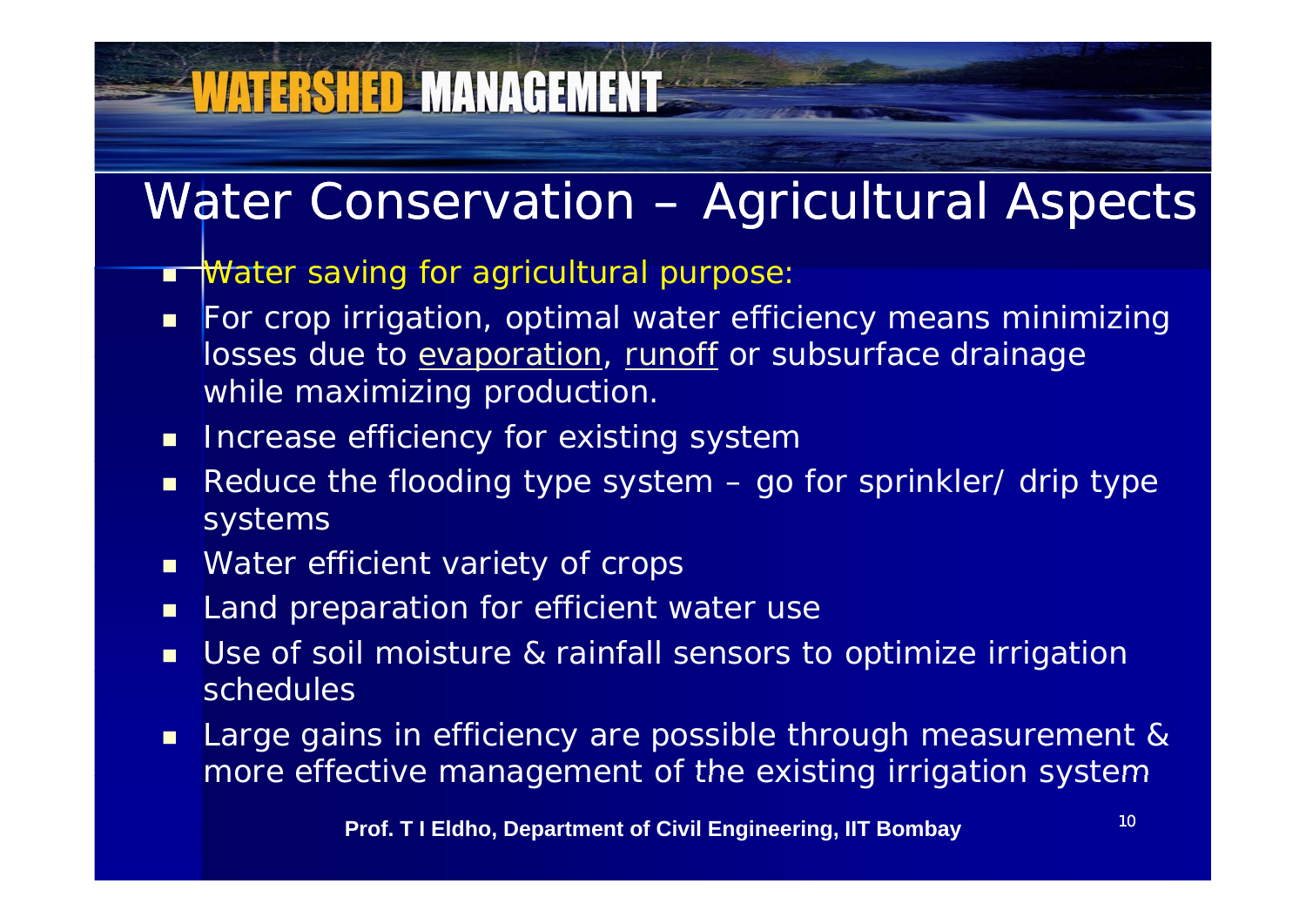## Water Conservation – Agricultural Aspects

- Water saving for agricultural purpose:
- For crop irrigation, optimal water efficiency means minimizing losses due to evaporation, runoff or subsurface drainage while maximizing production.
- Increase efficiency for existing system
- Reduce the flooding type system – go for sprinkler/ drip type systems
- Water efficient variety of crops
- Land preparation for efficient water use
- Use of soil moisture & rainfall sensors to optimize irrigation schedules
- Large gains in efficiency are possible through measurement & more effective management of the existing irrigation system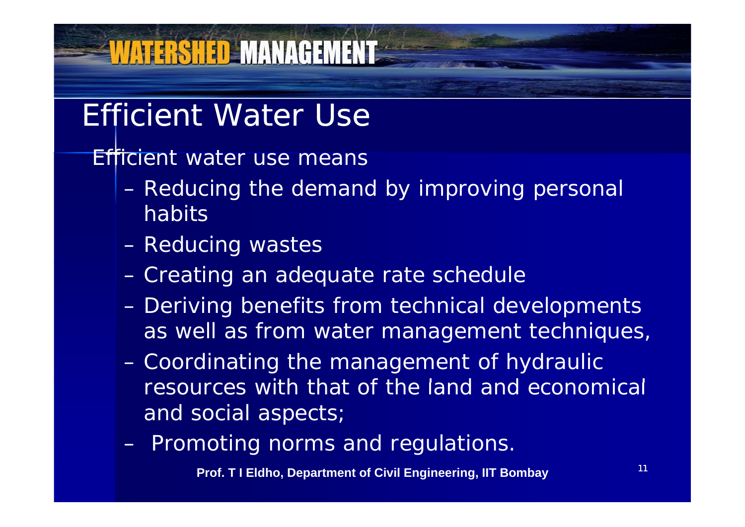# Efficient Water Use

Efficient water use means

- Reducing the demand by improving personal habits
- Reducing wastes
- Creating an adequate rate schedule
- Deriving benefits from technical developments as well as from water management techniques,
- Coordinating the management of hydraulic resources with that of the land and economical and social aspects;
- Promoting norms and regulations.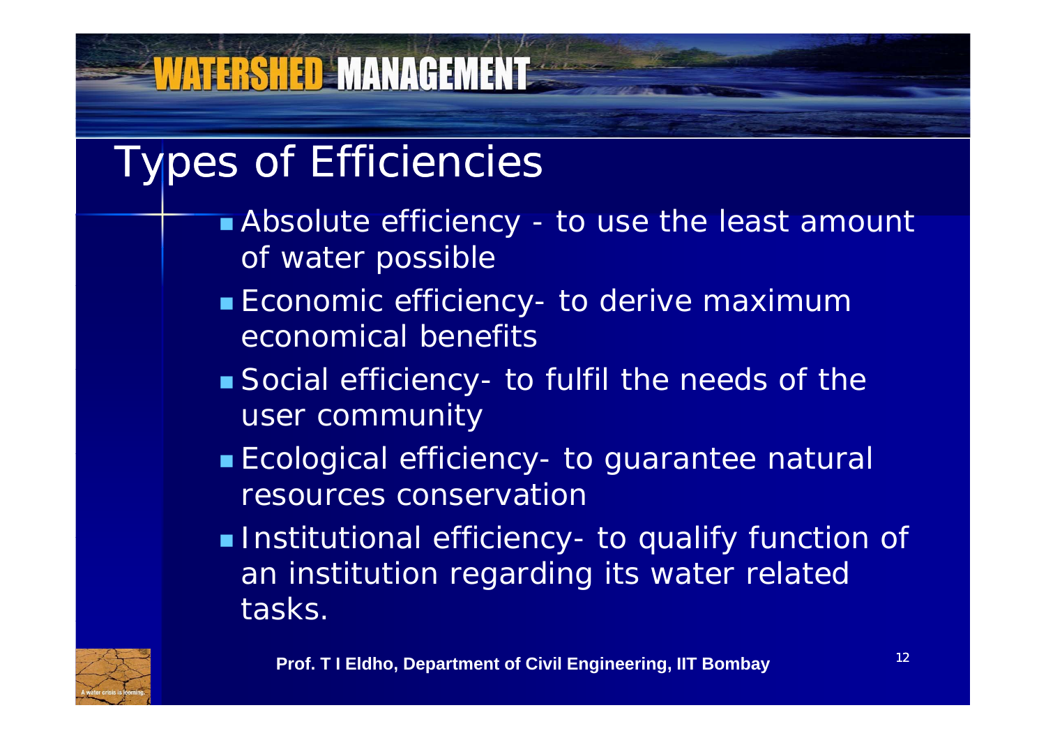# Types of Efficiencies

- Absolute efficiency - to use the least amount of water possible
- Economic efficiency- to derive maximum economical benefits
- Social efficiency- to fulfil the needs of the user community
- Ecological efficiency- to guarantee natural resources conservation
- Institutional efficiency- to qualify function of an institution regarding its water related tasks.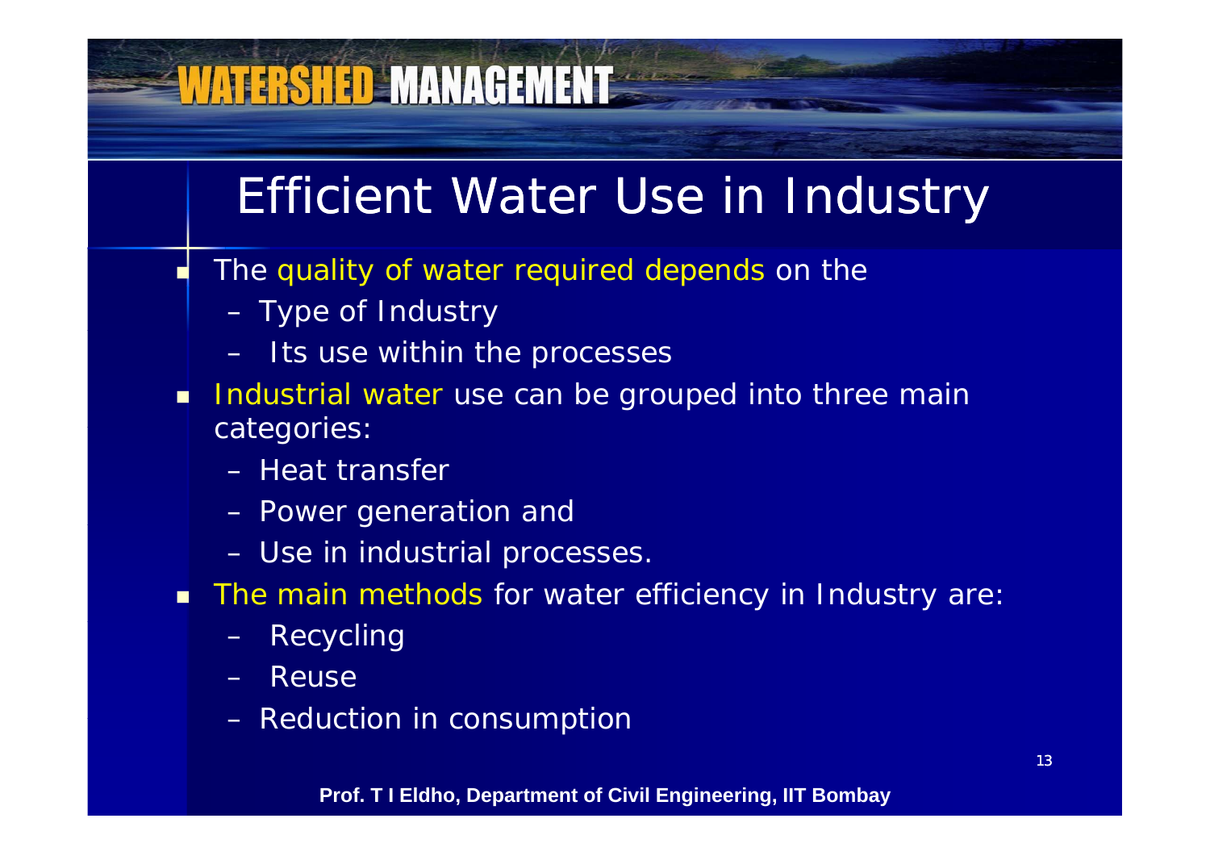# Efficient Water Use in Industry

- The quality of water required depends on the
  - Type of Industry
  - Its use within the processes
- Industrial water use can be grouped into three main categories:
  - Heat transfer
  - Power generation and
  - Use in industrial processes.
- The main methods for water efficiency in Industry are:
  - Recycling
  - Reuse
  - Reduction in consumption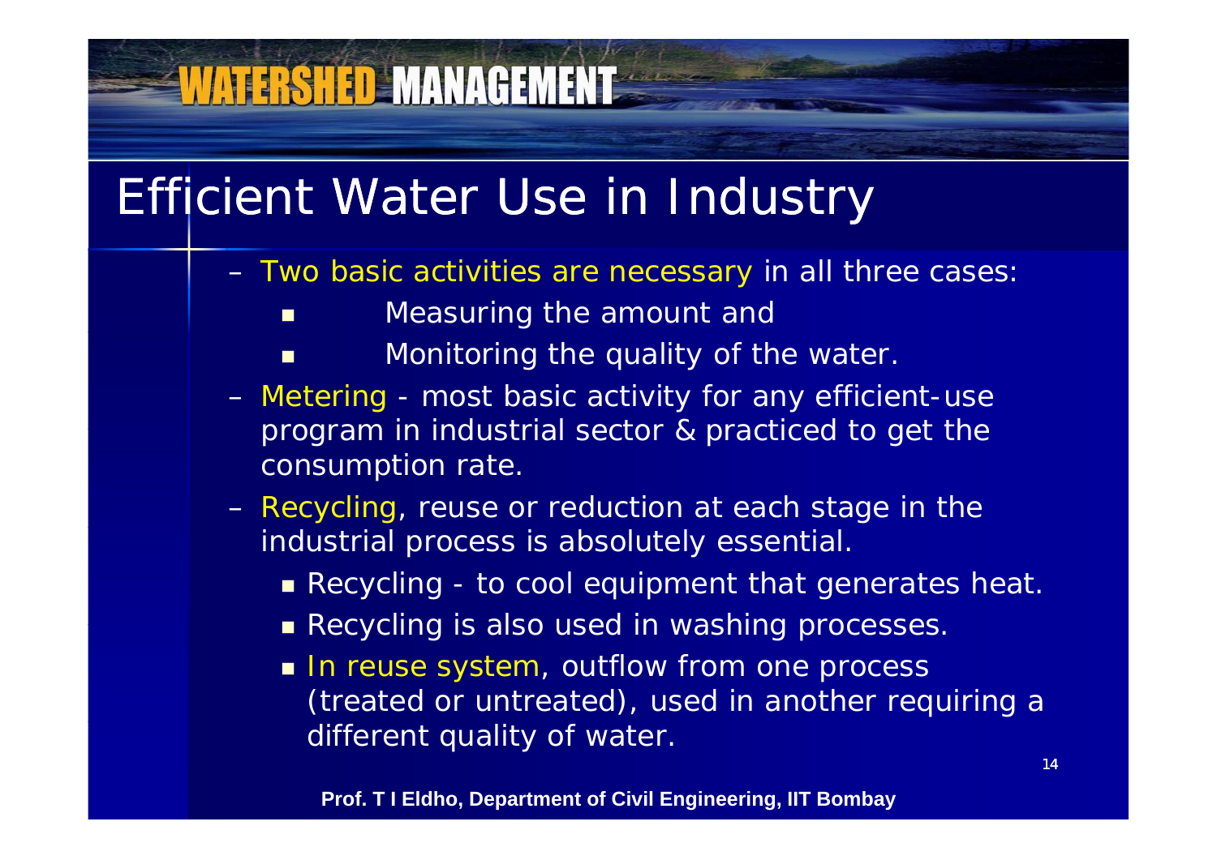# Efficient Water Use in Industry

- Two basic activities are necessary in all three cases:
  - Measuring the amount and
  - Monitoring the quality of the water.
- Metering - most basic activity for any efficient-use program in industrial sector & practiced to get the consumption rate.
- Recycling, reuse or reduction at each stage in the industrial process is absolutely essential.
  - Recycling - to cool equipment that generates heat.
  - Recycling is also used in washing processes.
  - In reuse system, outflow from one process (treated or untreated), used in another requiring a different quality of water.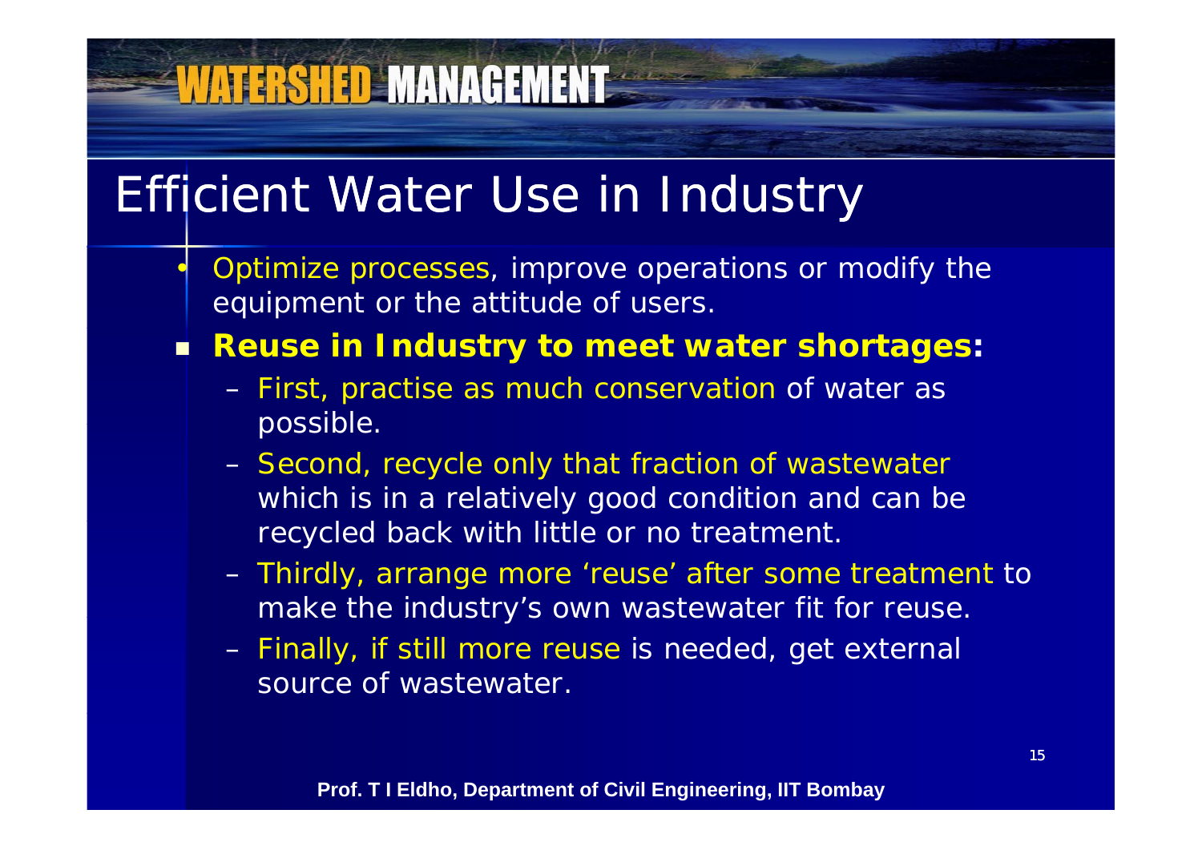# Efficient Water Use in Industry

- Optimize processes, improve operations or modify the equipment or the attitude of users.
- **Reuse in Industry to meet water shortages:**
  - First, practise as much conservation of water as possible.
  - Second, recycle only that fraction of wastewater which is in a relatively good condition and can be recycled back with little or no treatment.
  - Thirdly, arrange more 'reuse' after some treatment to make the industry's own wastewater fit for reuse.
  - Finally, if still more reuse is needed, get external source of wastewater.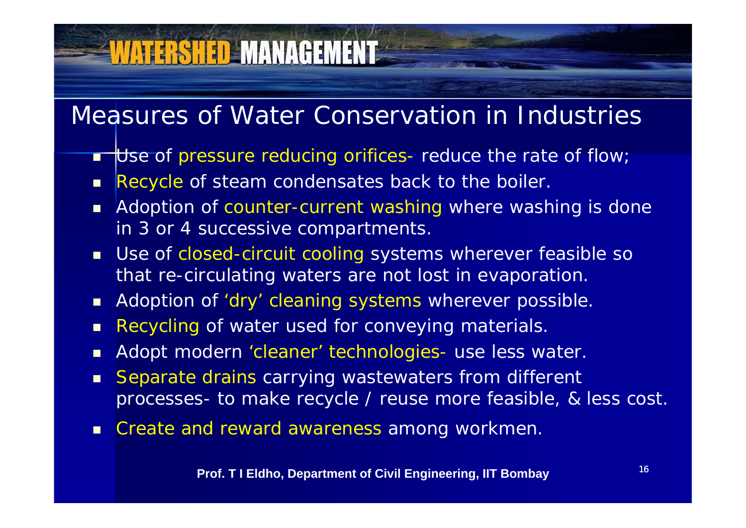# Measures of Water Conservation in Industries

- Use of pressure reducing orifices- reduce the rate of flow;
- Recycle of steam condensates back to the boiler.
- Adoption of counter-current washing where washing is done in 3 or 4 successive compartments.
- Use of closed-circuit cooling systems wherever feasible so that re-circulating waters are not lost in evaporation.
- Adoption of 'dry' cleaning systems wherever possible.
- Recycling of water used for conveying materials.
- Adopt modern 'cleaner' technologies- use less water.
- Separate drains carrying wastewaters from different processes- to make recycle / reuse more feasible, & less cost.
- Create and reward awareness among workmen.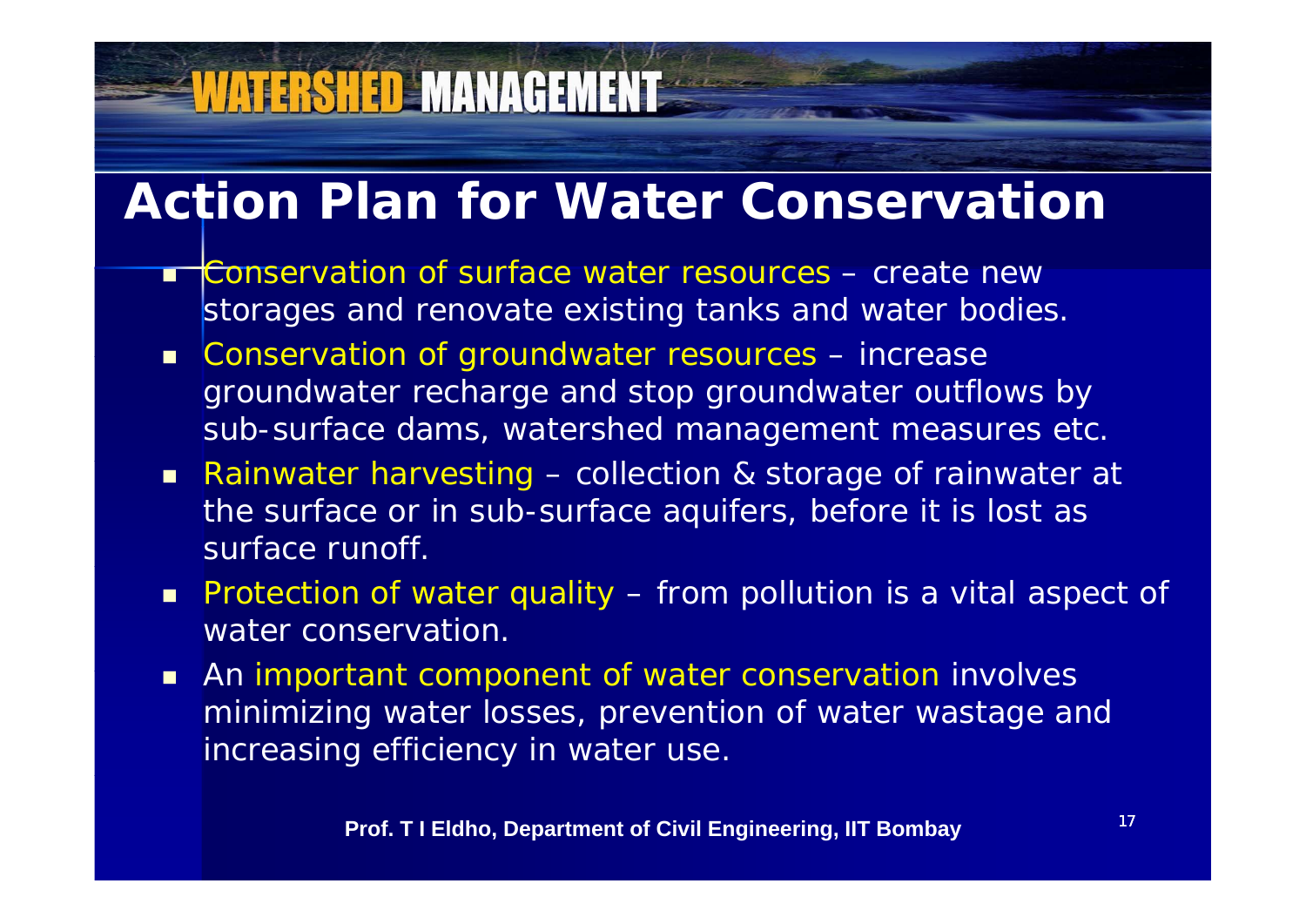# Action Plan for Water Conservation

- Conservation of surface water resources – create new storages and renovate existing tanks and water bodies.
- Conservation of groundwater resources – increase groundwater recharge and stop groundwater outflows by sub-surface dams, watershed management measures etc.
- Rainwater harvesting – collection & storage of rainwater at the surface or in sub-surface aquifers, before it is lost as surface runoff.
- Protection of water quality – from pollution is a vital aspect of water conservation.
- An important component of water conservation involves minimizing water losses, prevention of water wastage and increasing efficiency in water use.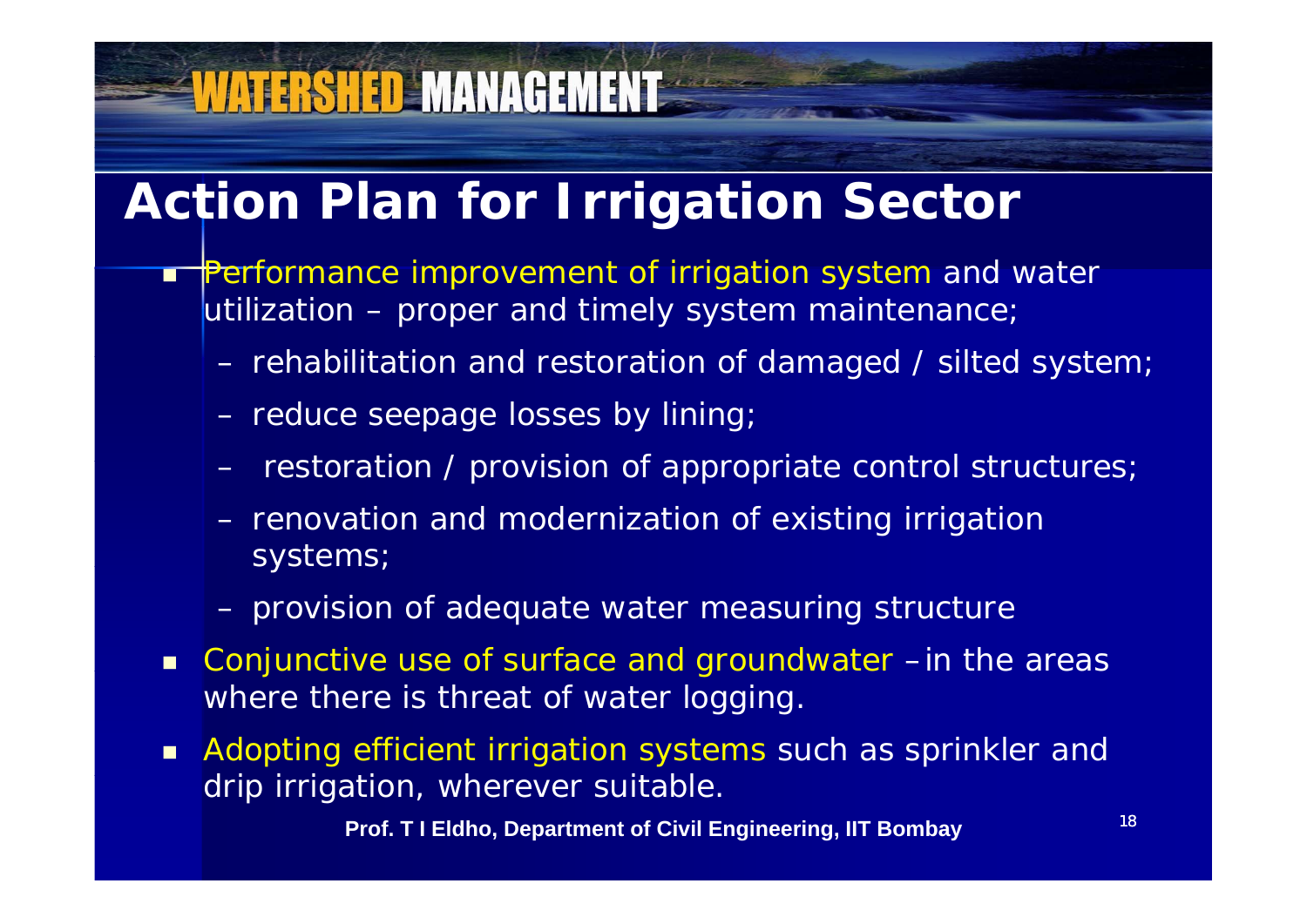# Action Plan for Irrigation Sector

- Performance improvement of irrigation system and water utilization – proper and timely system maintenance;
  - rehabilitation and restoration of damaged / silted system;
  - reduce seepage losses by lining;
  - restoration / provision of appropriate control structures;
  - renovation and modernization of existing irrigation systems;
  - provision of adequate water measuring structure
- Conjunctive use of surface and groundwater – in the areas where there is threat of water logging.
- Adopting efficient irrigation systems such as sprinkler and drip irrigation, wherever suitable.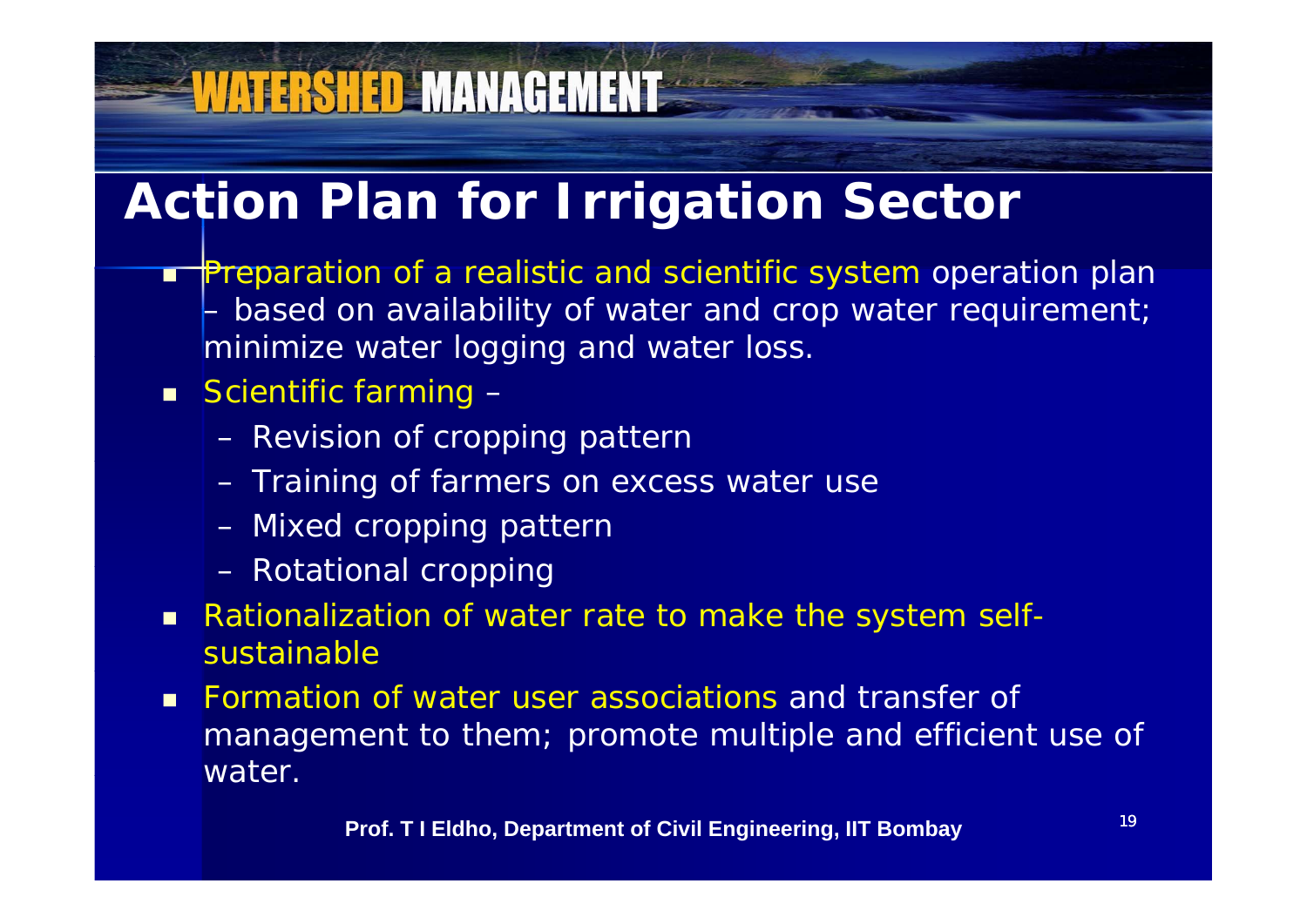# Action Plan for Irrigation Sector

- Preparation of a realistic and scientific system operation plan – based on availability of water and crop water requirement; minimize water logging and water loss.
- Scientific farming –
  - Revision of cropping pattern
  - Training of farmers on excess water use
  - Mixed cropping pattern
  - Rotational cropping
- Rationalization of water rate to make the system self-sustainable
- Formation of water user associations and transfer of management to them; promote multiple and efficient use of water.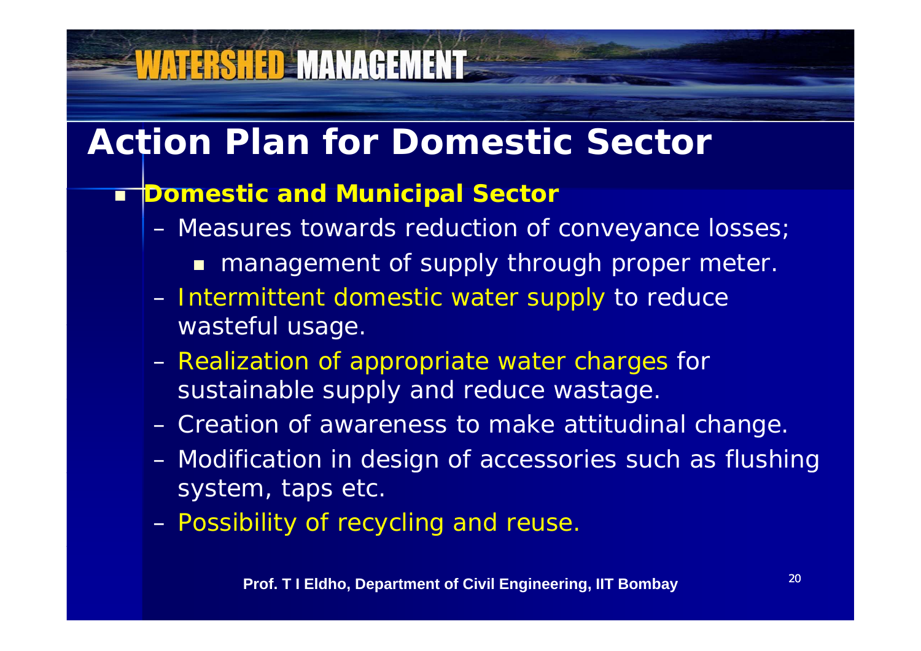# Action Plan for Domestic Sector

- **Domestic and Municipal Sector**
  - Measures towards reduction of conveyance losses;
    - management of supply through proper meter.
  - Intermittent domestic water supply to reduce wasteful usage.
  - Realization of appropriate water charges for sustainable supply and reduce wastage.
  - Creation of awareness to make attitudinal change.
  - Modification in design of accessories such as flushing system, taps etc.
  - Possibility of recycling and reuse.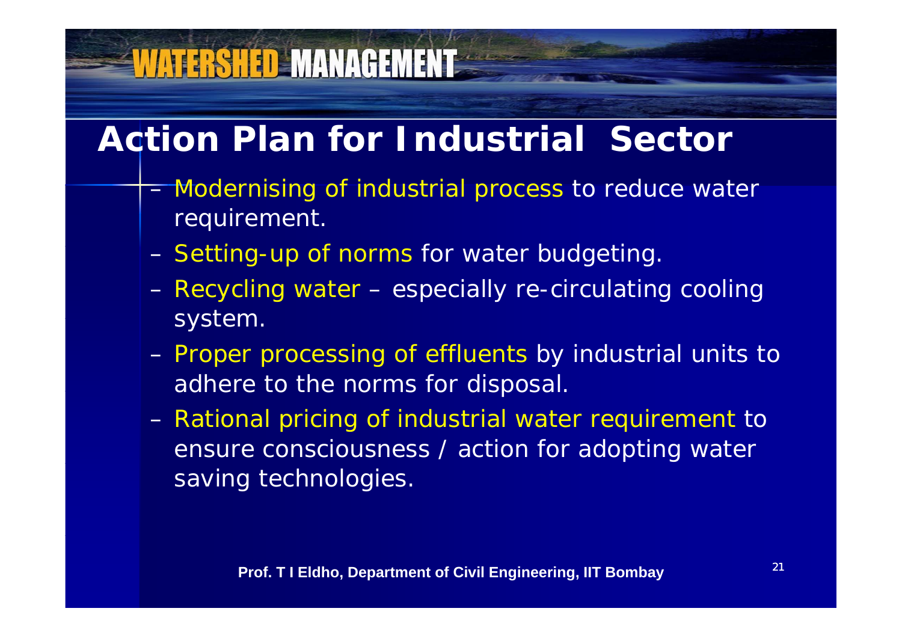# Action Plan for Industrial Sector

- Modernising of industrial process to reduce water requirement.
- Setting-up of norms for water budgeting.
- Recycling water – especially re-circulating cooling system.
- Proper processing of effluents by industrial units to adhere to the norms for disposal.
- Rational pricing of industrial water requirement to ensure consciousness / action for adopting water saving technologies.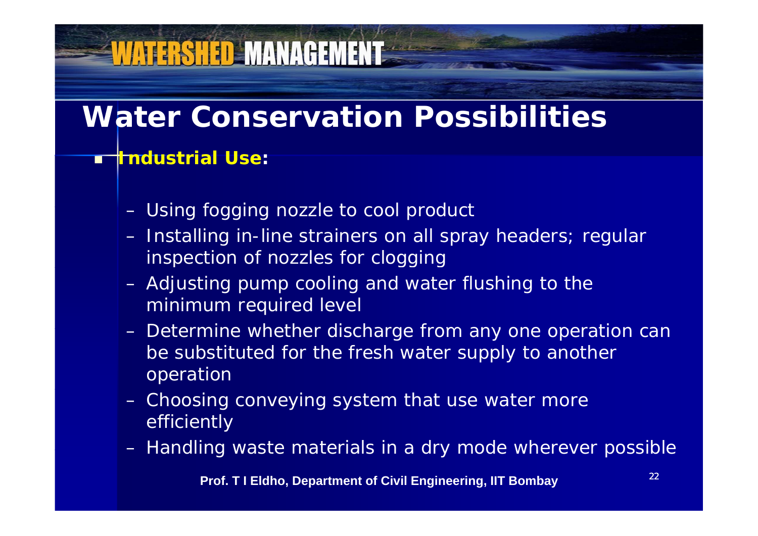# Water Conservation Possibilities

- **Industrial Use:**
  - Using fogging nozzle to cool product
  - Installing in-line strainers on all spray headers; regular inspection of nozzles for clogging
  - Adjusting pump cooling and water flushing to the minimum required level
  - Determine whether discharge from any one operation can be substituted for the fresh water supply to another operation
  - Choosing conveying system that use water more efficiently
  - Handling waste materials in a dry mode wherever possible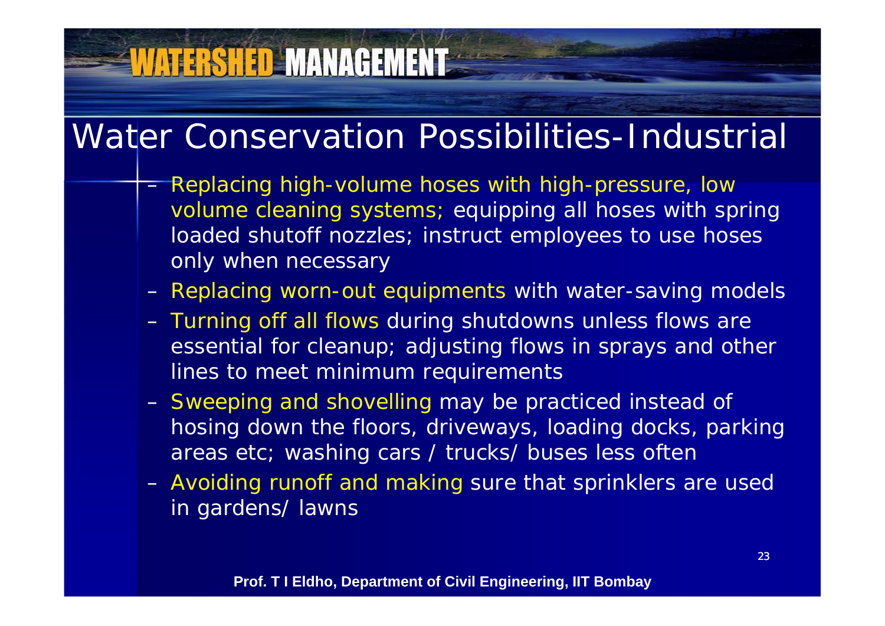# Water Conservation Possibilities-Industrial

- Replacing high-volume hoses with high-pressure, low volume cleaning systems; equipping all hoses with spring loaded shutoff nozzles; instruct employees to use hoses only when necessary
- Replacing worn-out equipments with water-saving models
- Turning off all flows during shutdowns unless flows are essential for cleanup; adjusting flows in sprays and other lines to meet minimum requirements
- Sweeping and shovelling may be practiced instead of hosing down the floors, driveways, loading docks, parking areas etc; washing cars / trucks/ buses less often
- Avoiding runoff and making sure that sprinklers are used in gardens/ lawns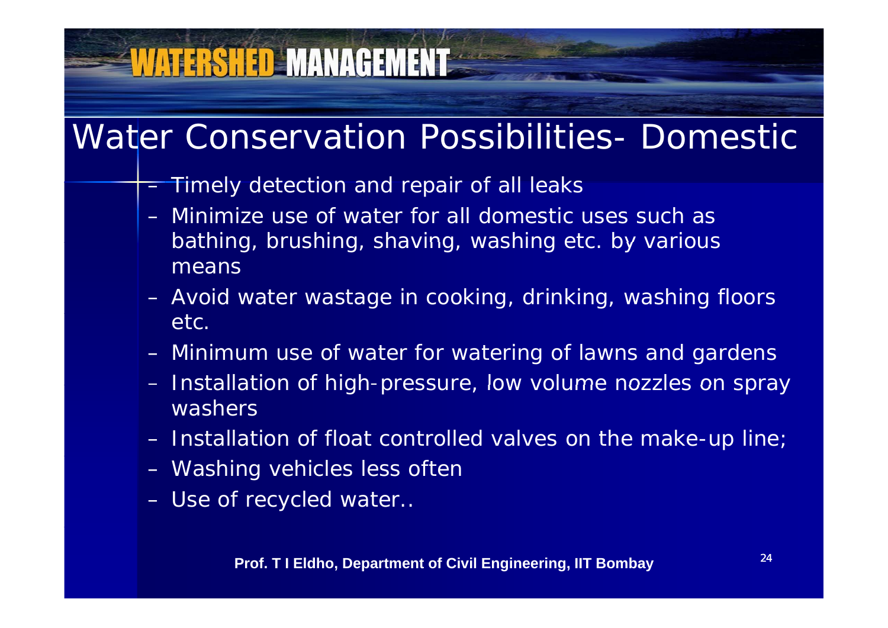# Water Conservation Possibilities- Domestic

- Timely detection and repair of all leaks
- Minimize use of water for all domestic uses such as bathing, brushing, shaving, washing etc. by various means
- Avoid water wastage in cooking, drinking, washing floors etc.
- Minimum use of water for watering of lawns and gardens
- Installation of high-pressure, low volume nozzles on spray washers
- Installation of float controlled valves on the make-up line;
- Washing vehicles less often
- Use of recycled water..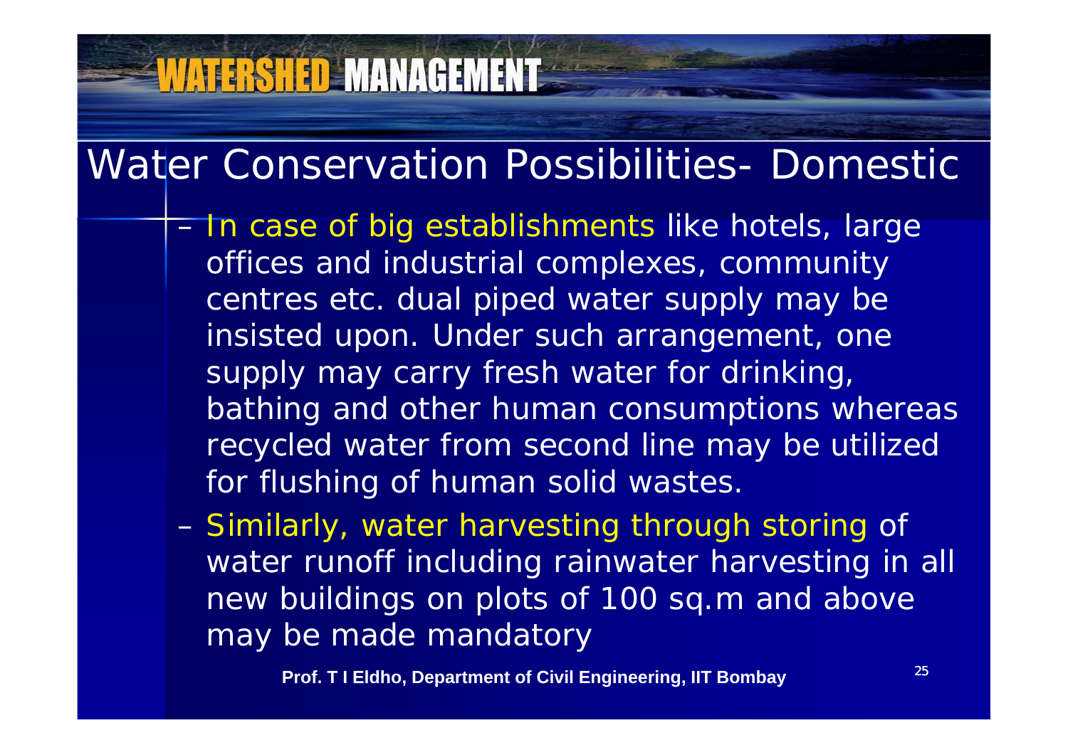# Water Conservation Possibilities- Domestic

- In case of big establishments like hotels, large offices and industrial complexes, community centres etc. dual piped water supply may be insisted upon. Under such arrangement, one supply may carry fresh water for drinking, bathing and other human consumptions whereas recycled water from second line may be utilized for flushing of human solid wastes.
- Similarly, water harvesting through storing of water runoff including rainwater harvesting in all new buildings on plots of 100 sq.m and above may be made mandatory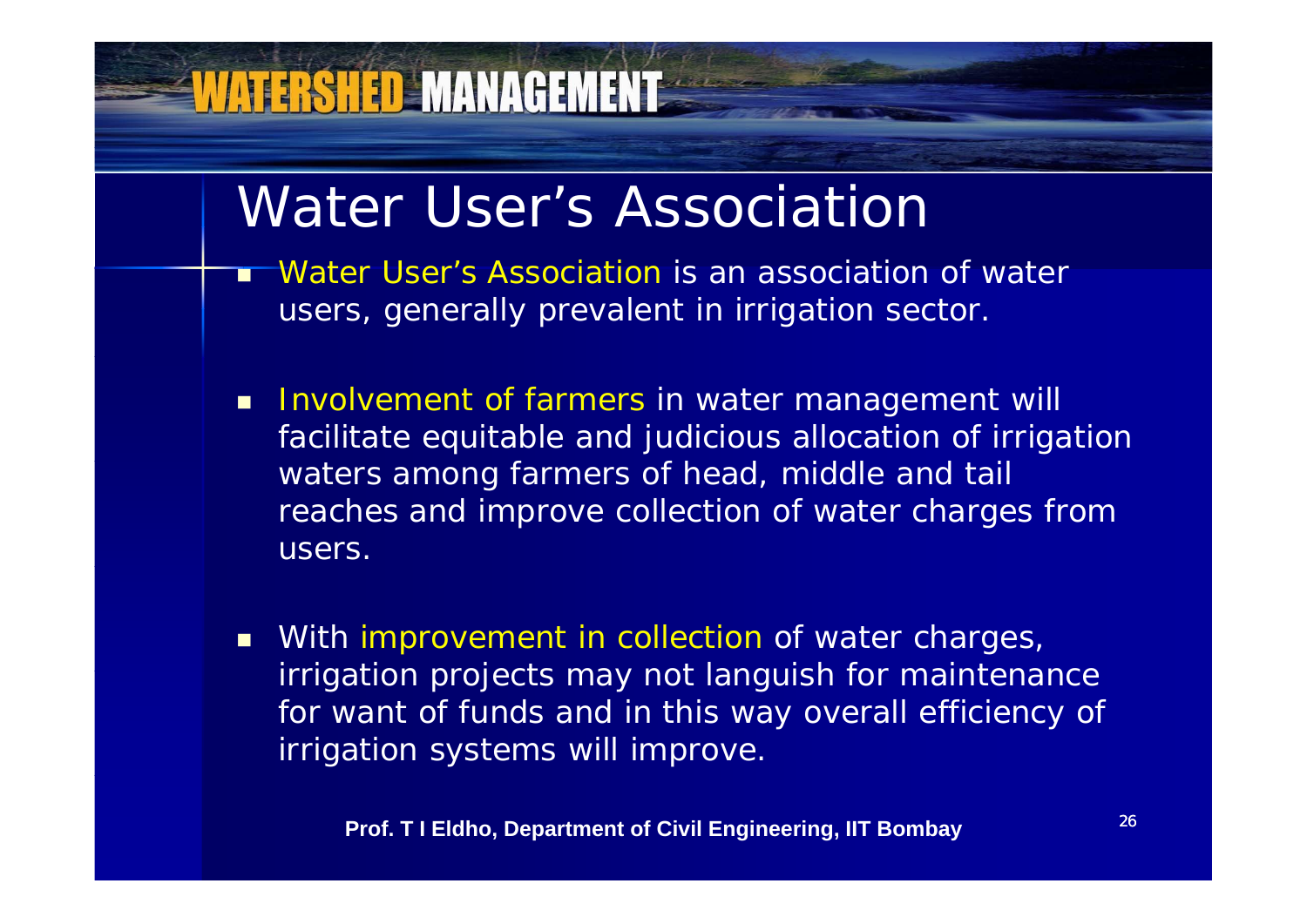# Water User's Association

- Water User's Association is an association of water users, generally prevalent in irrigation sector.
- Involvement of farmers in water management will facilitate equitable and judicious allocation of irrigation waters among farmers of head, middle and tail reaches and improve collection of water charges from users.
- With improvement in collection of water charges, irrigation projects may not languish for maintenance for want of funds and in this way overall efficiency of irrigation systems will improve.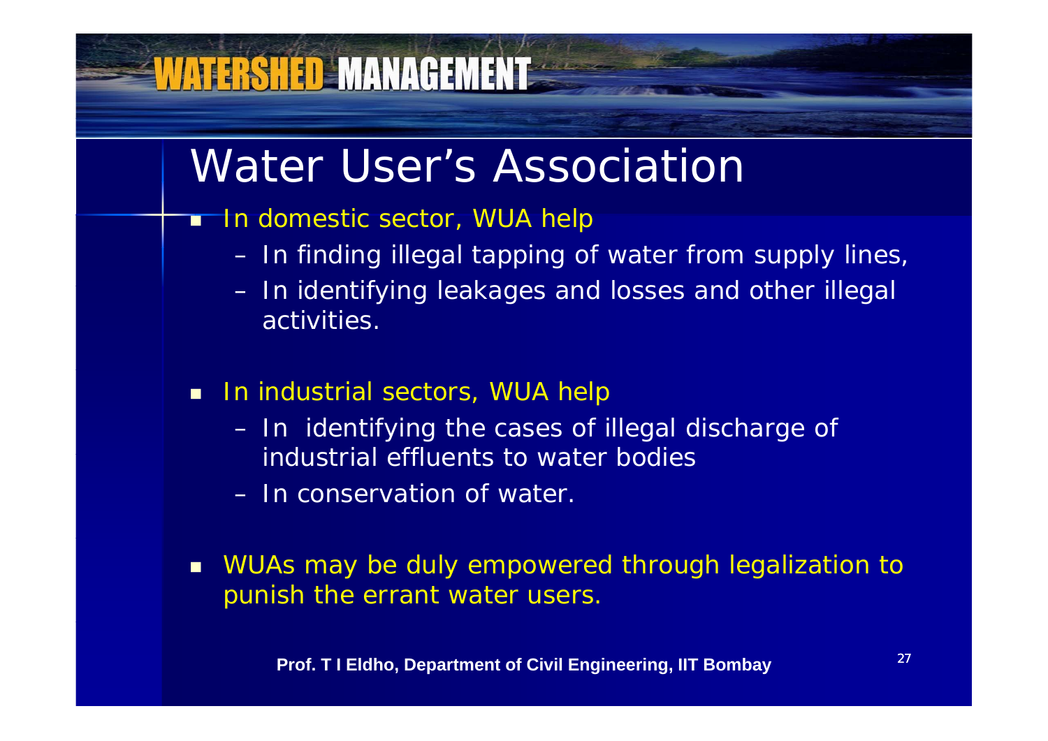# Water User's Association

- In domestic sector, WUA help
  - In finding illegal tapping of water from supply lines,
  - In identifying leakages and losses and other illegal activities.

- In industrial sectors, WUA help
  - In identifying the cases of illegal discharge of industrial effluents to water bodies
  - In conservation of water.

- WUAs may be duly empowered through legalization to punish the errant water users.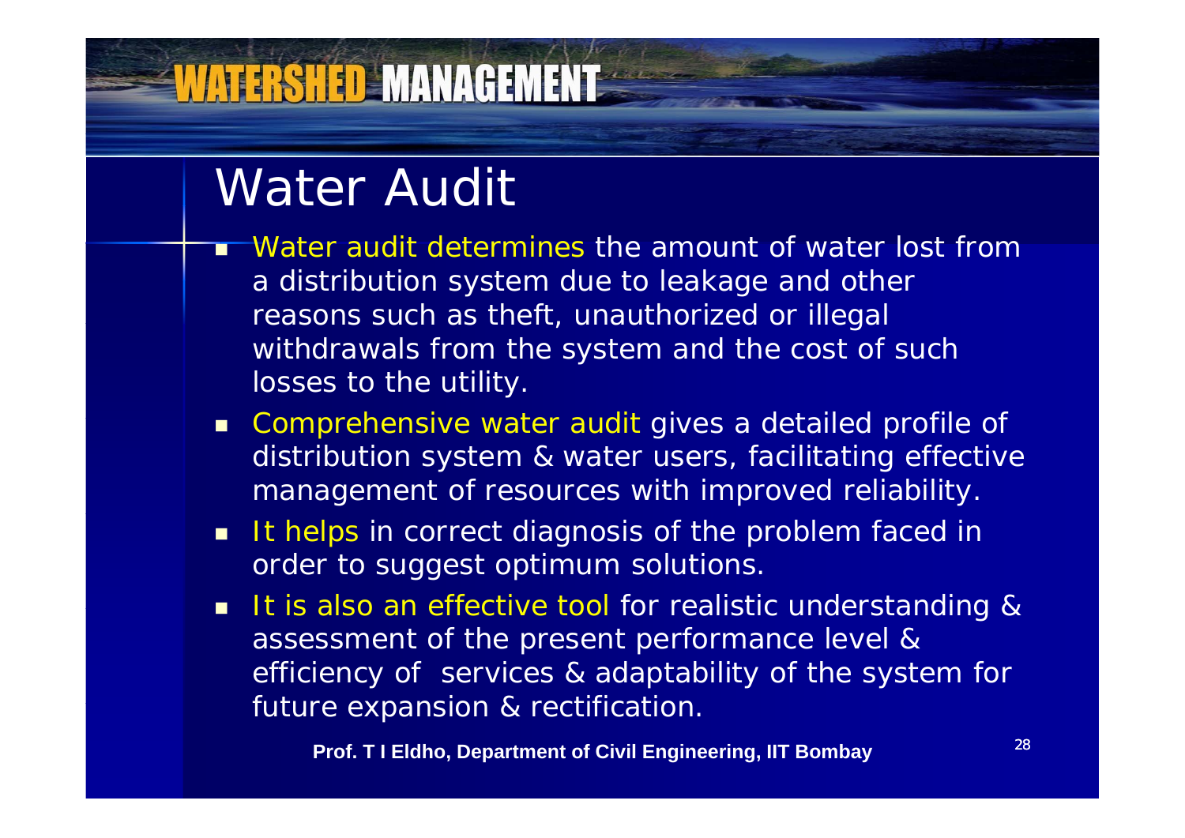# Water Audit

- Water audit determines the amount of water lost from a distribution system due to leakage and other reasons such as theft, unauthorized or illegal withdrawals from the system and the cost of such losses to the utility.
- Comprehensive water audit gives a detailed profile of distribution system & water users, facilitating effective management of resources with improved reliability.
- It helps in correct diagnosis of the problem faced in order to suggest optimum solutions.
- It is also an effective tool for realistic understanding & assessment of the present performance level & efficiency of services & adaptability of the system for future expansion & rectification.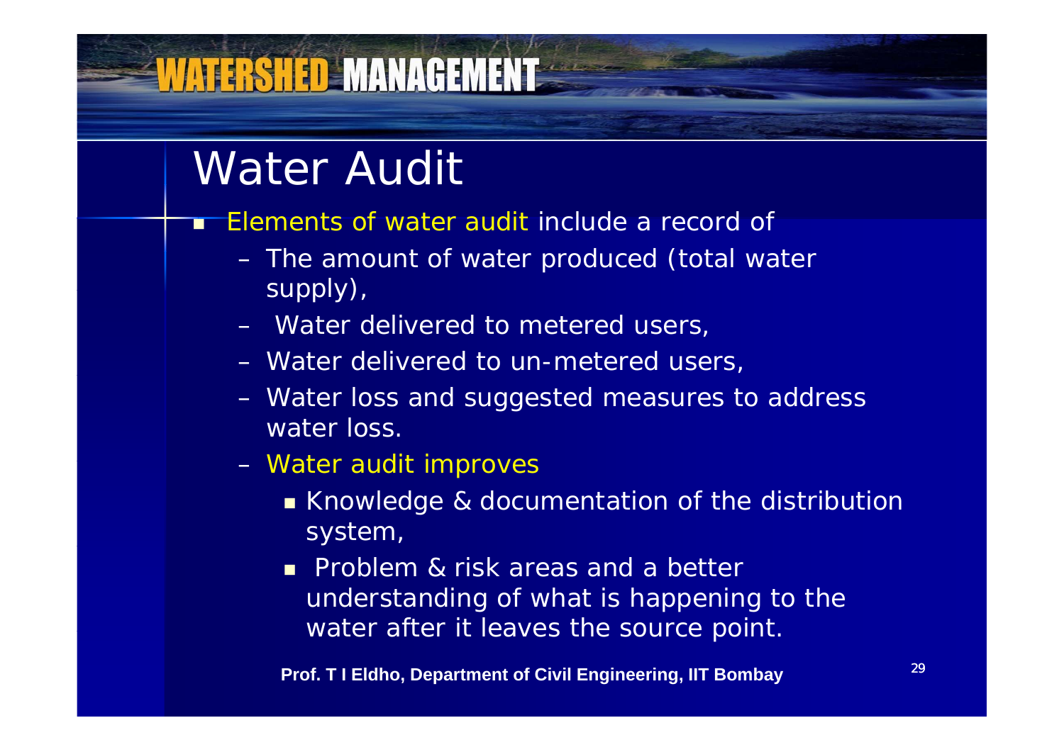# Water Audit

- Elements of water audit include a record of
  - The amount of water produced (total water supply),
  - Water delivered to metered users,
  - Water delivered to un-metered users,
  - Water loss and suggested measures to address water loss.
  - Water audit improves
    - Knowledge & documentation of the distribution system,
    - Problem & risk areas and a better understanding of what is happening to the water after it leaves the source point.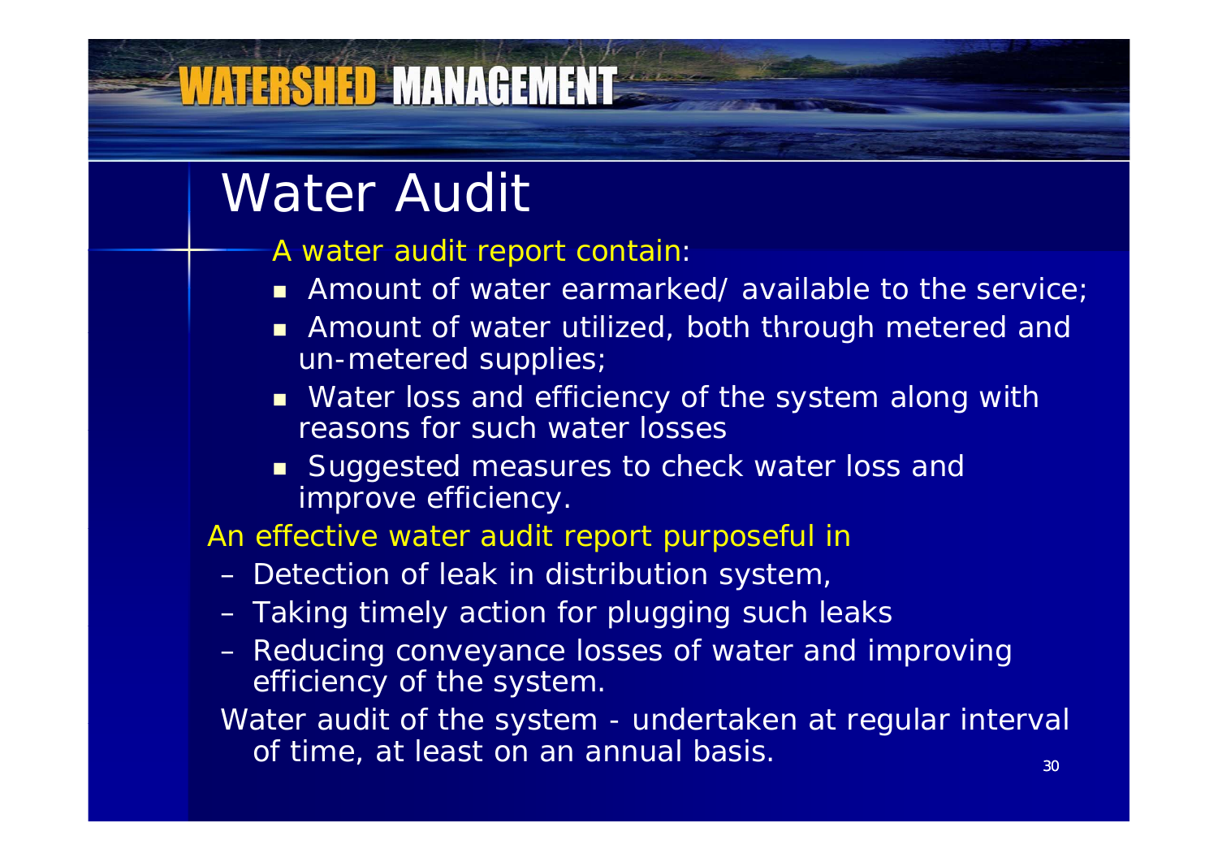# Water Audit

A water audit report contain:

- Amount of water earmarked/ available to the service;
- Amount of water utilized, both through metered and un-metered supplies;
- Water loss and efficiency of the system along with reasons for such water losses
- Suggested measures to check water loss and improve efficiency.

An effective water audit report purposeful in

- Detection of leak in distribution system,
- Taking timely action for plugging such leaks
- Reducing conveyance losses of water and improving efficiency of the system.

Water audit of the system - undertaken at regular interval of time, at least on an annual basis.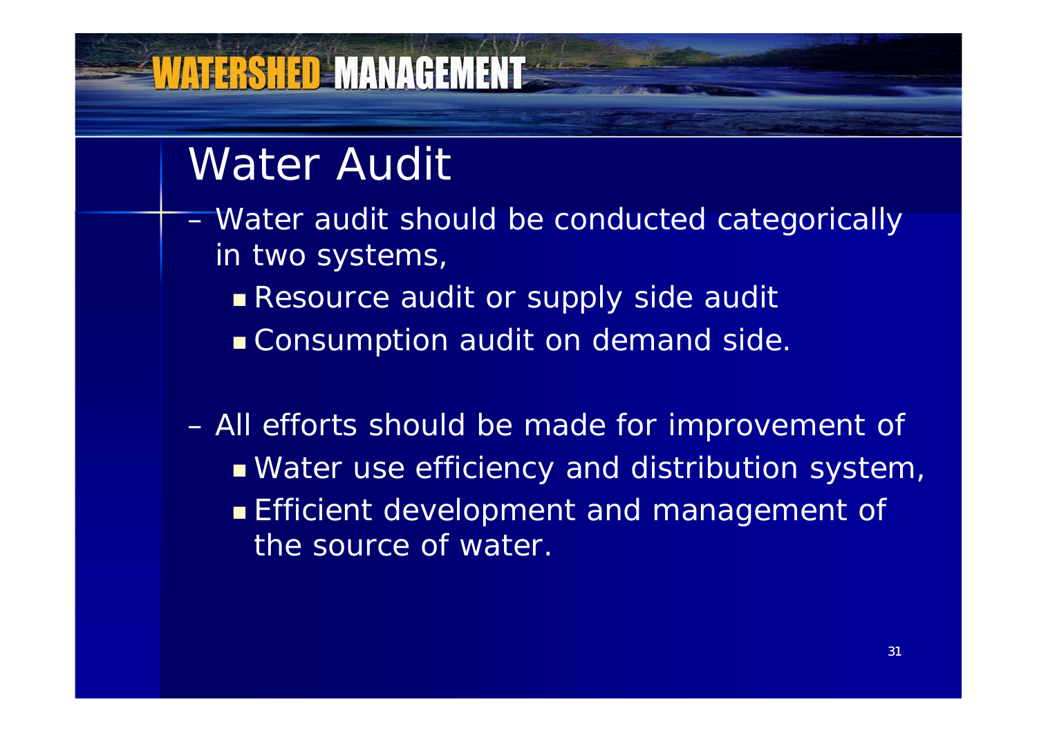# Water Audit

- Water audit should be conducted categorically in two systems,
  - Resource audit or supply side audit
  - Consumption audit on demand side.

- All efforts should be made for improvement of
  - Water use efficiency and distribution system,
  - Efficient development and management of the source of water.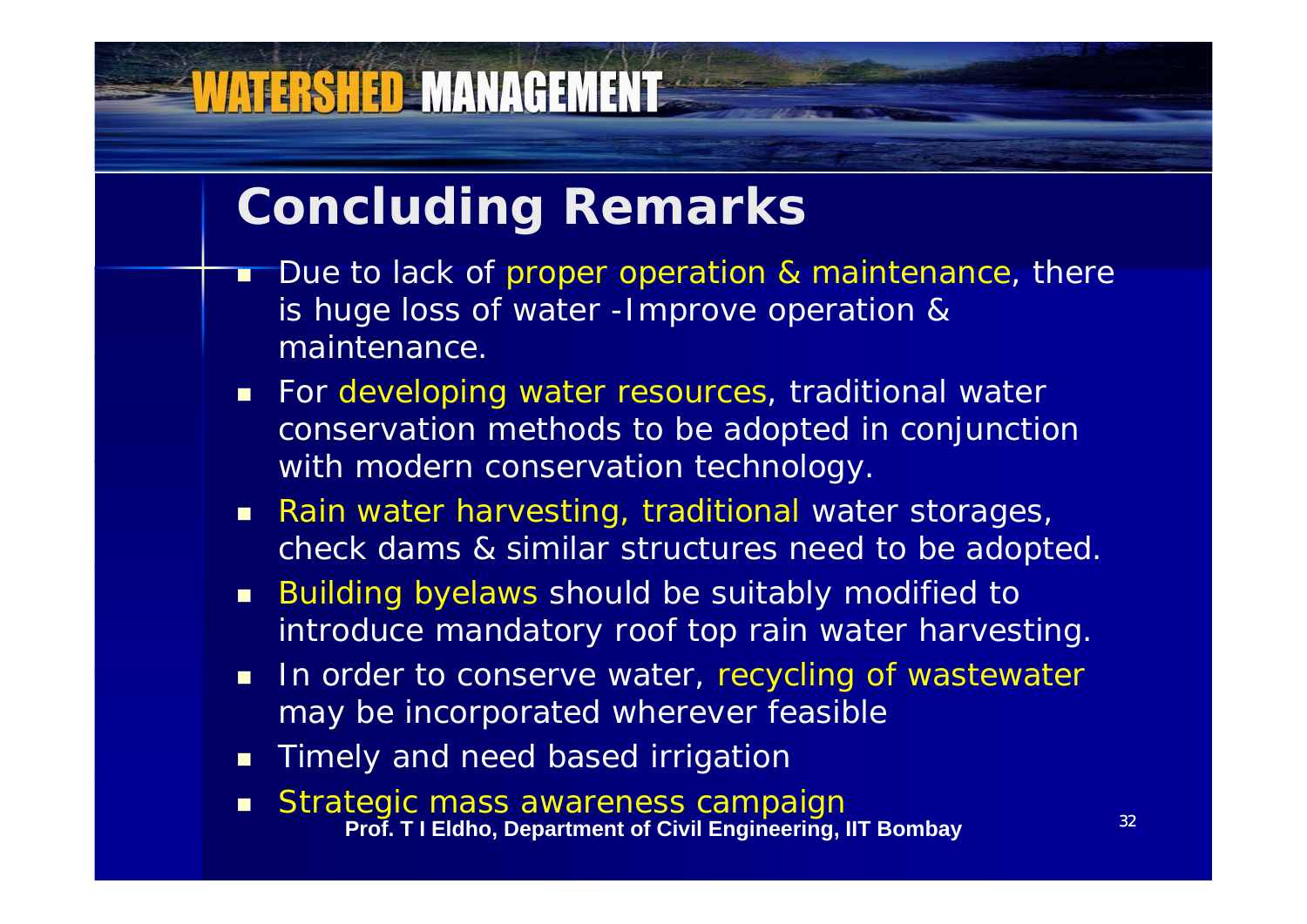## Concluding Remarks

- Due to lack of proper operation & maintenance, there is huge loss of water -Improve operation & maintenance.
- For developing water resources, traditional water conservation methods to be adopted in conjunction with modern conservation technology.
- Rain water harvesting, traditional water storages, check dams & similar structures need to be adopted.
- Building byelaws should be suitably modified to introduce mandatory roof top rain water harvesting.
- In order to conserve water, recycling of wastewater may be incorporated wherever feasible
- Timely and need based irrigation
- Strategic mass awareness campaign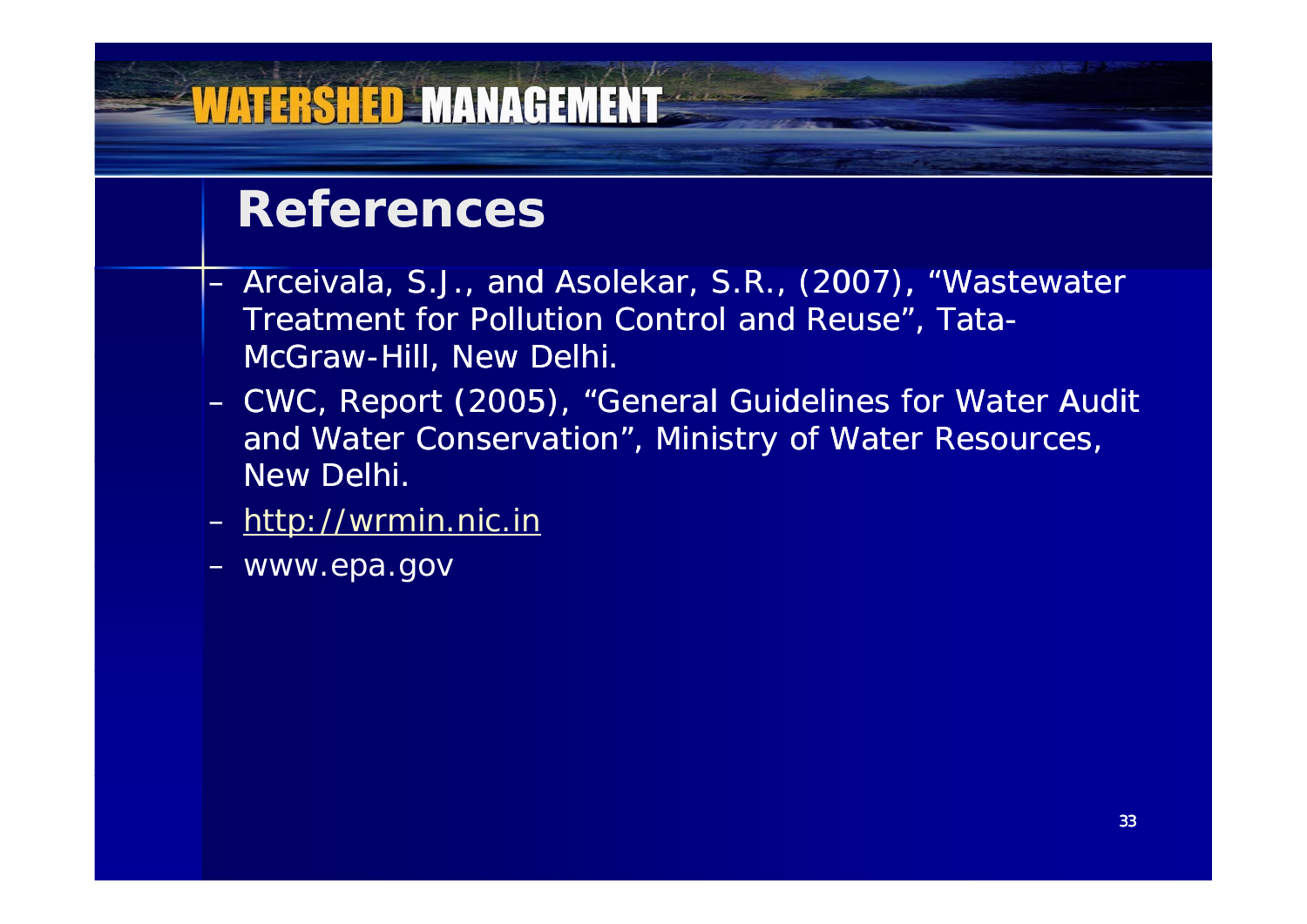# References

- Arceivala, S.J., and Asolekar, S.R., (2007), "Wastewater Treatment for Pollution Control and Reuse", Tata-McGraw-Hill, New Delhi.
- CWC, Report (2005), "General Guidelines for Water Audit and Water Conservation", Ministry of Water Resources, New Delhi.
- http://wrmin.nic.in
- www.epa.gov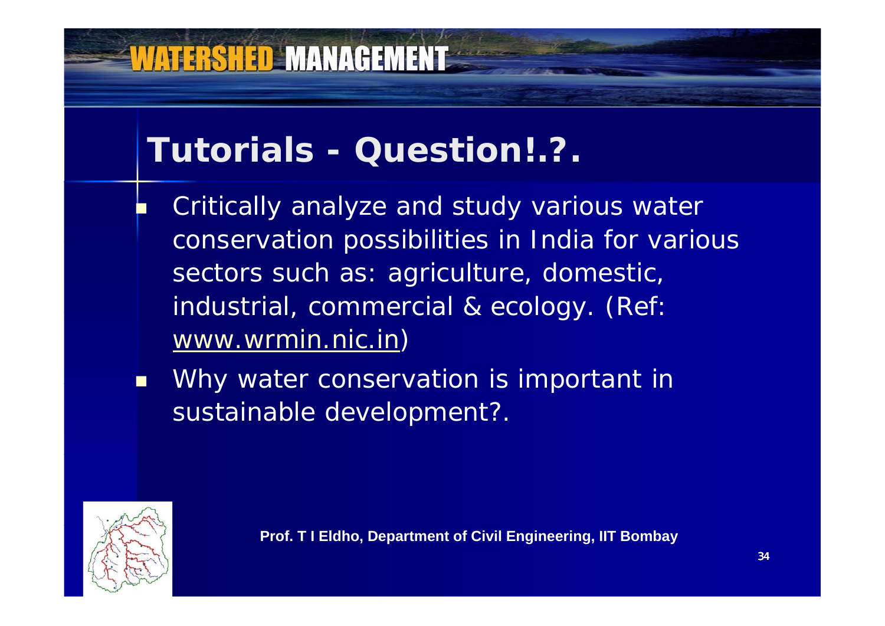## Tutorials - Question!.?.

- Critically analyze and study various water conservation possibilities in India for various sectors such as: agriculture, domestic, industrial, commercial & ecology. (Ref: www.wrmin.nic.in)
- Why water conservation is important in sustainable development?.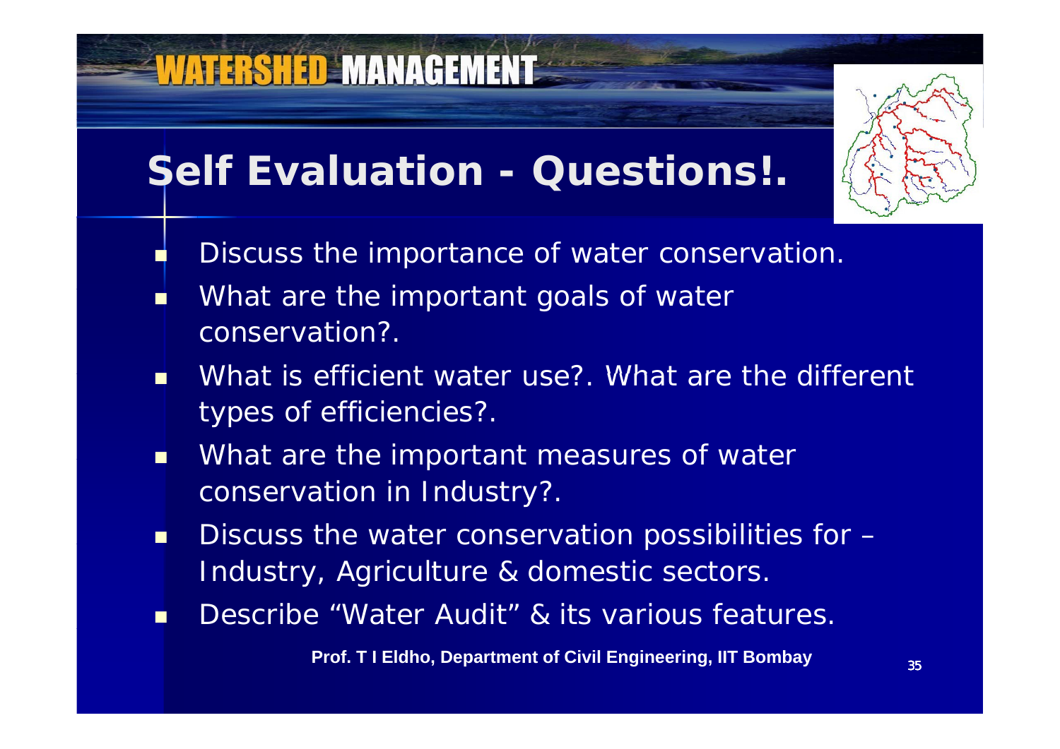# Self Evaluation - Questions!.

- Discuss the importance of water conservation.
- What are the important goals of water conservation?.
- What is efficient water use?. What are the different types of efficiencies?.
- What are the important measures of water conservation in Industry?.
- Discuss the water conservation possibilities for – Industry, Agriculture & domestic sectors.
- Describe "Water Audit" & its various features.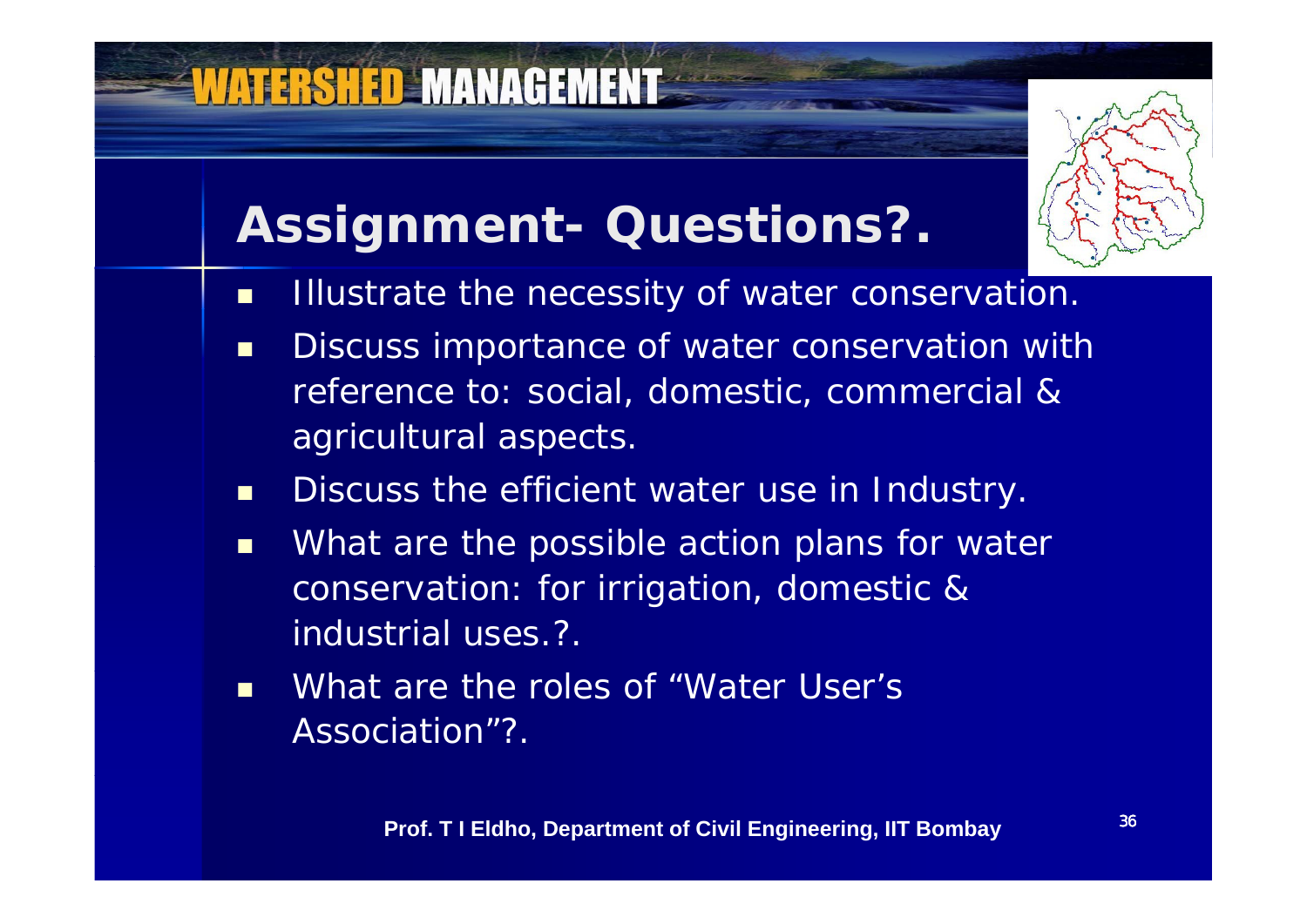# Assignment- Questions?.

- Illustrate the necessity of water conservation.
- Discuss importance of water conservation with reference to: social, domestic, commercial & agricultural aspects.
- Discuss the efficient water use in Industry.
- What are the possible action plans for water conservation: for irrigation, domestic & industrial uses.?.
- What are the roles of "Water User's Association"?.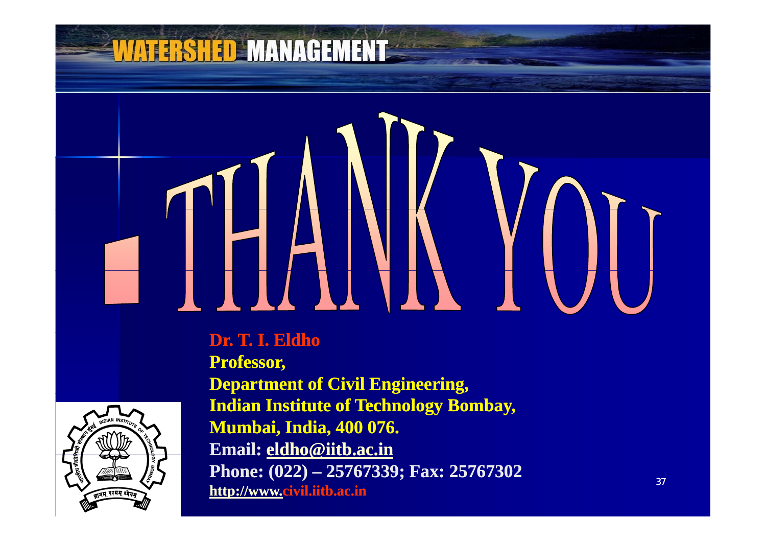# THANK YOU

**Dr. T. I. Eldho**
**Professor,**
**Department of Civil Engineering,**
**Indian Institute of Technology Bombay,**
**Mumbai, India, 400 076.**
**Email: eldho@iitb.ac.in**
**Phone: (022) – 25767339; Fax: 25767302**
**http://www.civil.iitb.ac.in**